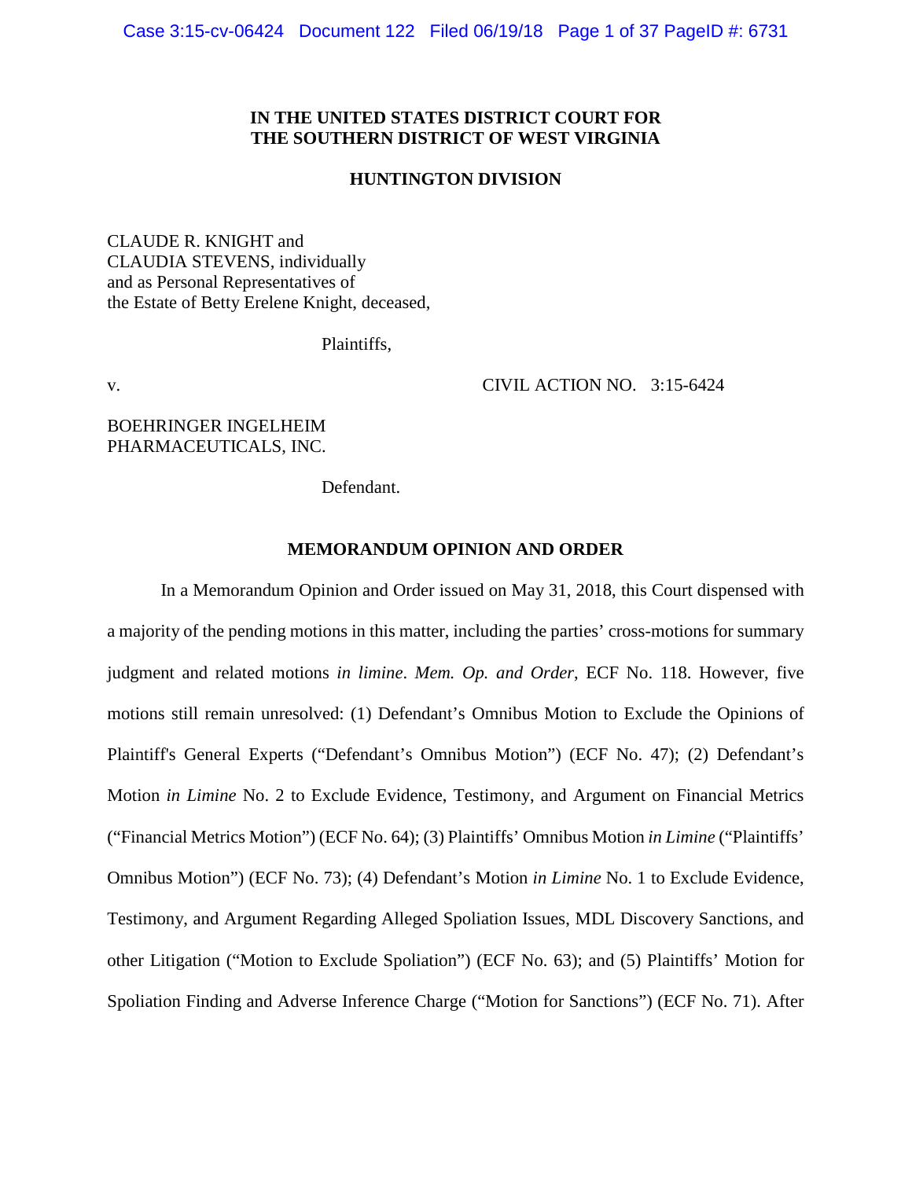**IN THE UNITED STATES DISTRICT COURT FOR THE SOUTHERN DISTRICT OF WEST VIRGINIA**

**HUNTINGTON DIVISION**

CLAUDE R. KNIGHT and
CLAUDIA STEVENS, individually
and as Personal Representatives of
the Estate of Betty Erelene Knight, deceased,

Plaintiffs,

v. CIVIL ACTION NO. 3:15-6424

BOEHRINGER INGELHEIM
PHARMACEUTICALS, INC.

Defendant.

**MEMORANDUM OPINION AND ORDER**

In a Memorandum Opinion and Order issued on May 31, 2018, this Court dispensed with a majority of the pending motions in this matter, including the parties' cross-motions for summary judgment and related motions *in limine*. *Mem. Op. and Order*, ECF No. 118. However, five motions still remain unresolved: (1) Defendant's Omnibus Motion to Exclude the Opinions of Plaintiff's General Experts ("Defendant's Omnibus Motion") (ECF No. 47); (2) Defendant's Motion *in Limine* No. 2 to Exclude Evidence, Testimony, and Argument on Financial Metrics ("Financial Metrics Motion") (ECF No. 64); (3) Plaintiffs' Omnibus Motion *in Limine* ("Plaintiffs' Omnibus Motion") (ECF No. 73); (4) Defendant's Motion *in Limine* No. 1 to Exclude Evidence, Testimony, and Argument Regarding Alleged Spoliation Issues, MDL Discovery Sanctions, and other Litigation ("Motion to Exclude Spoliation") (ECF No. 63); and (5) Plaintiffs' Motion for Spoliation Finding and Adverse Inference Charge ("Motion for Sanctions") (ECF No. 71). After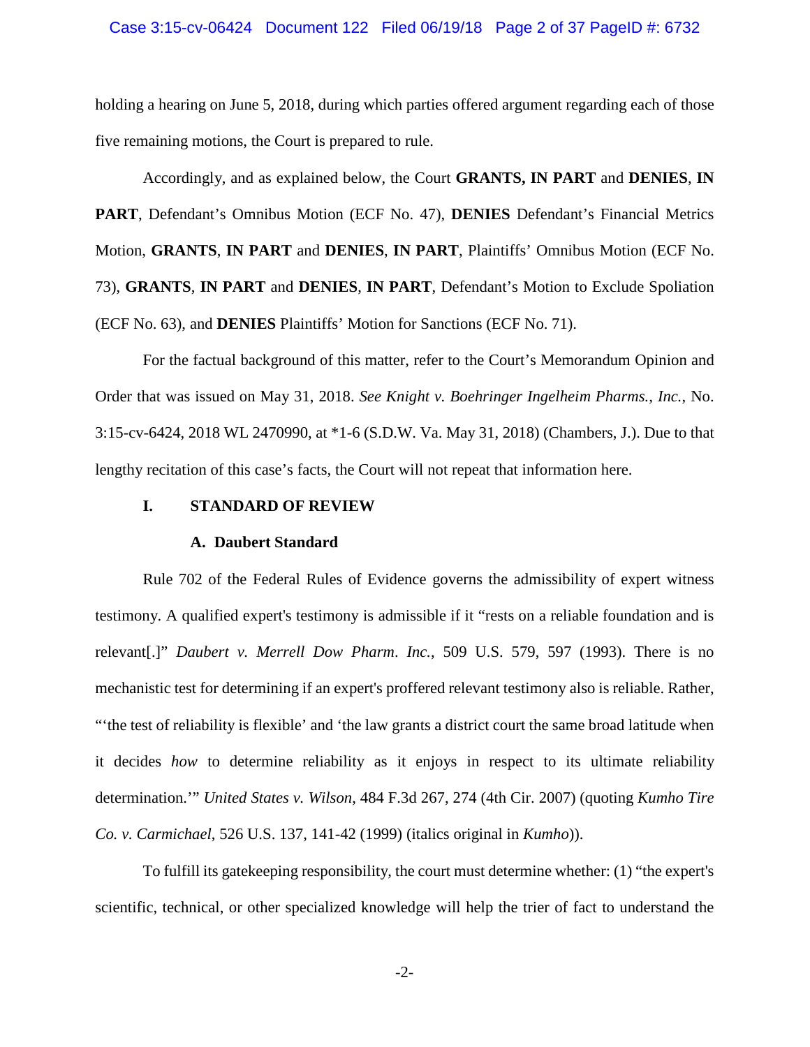holding a hearing on June 5, 2018, during which parties offered argument regarding each of those five remaining motions, the Court is prepared to rule.

Accordingly, and as explained below, the Court **GRANTS, IN PART** and **DENIES**, **IN PART**, Defendant's Omnibus Motion (ECF No. 47), **DENIES** Defendant's Financial Metrics Motion, **GRANTS**, **IN PART** and **DENIES**, **IN PART**, Plaintiffs' Omnibus Motion (ECF No. 73), **GRANTS**, **IN PART** and **DENIES**, **IN PART**, Defendant's Motion to Exclude Spoliation (ECF No. 63), and **DENIES** Plaintiffs' Motion for Sanctions (ECF No. 71).

For the factual background of this matter, refer to the Court's Memorandum Opinion and Order that was issued on May 31, 2018. *See Knight v. Boehringer Ingelheim Pharms., Inc.*, No. 3:15-cv-6424, 2018 WL 2470990, at *1-6 (S.D.W. Va. May 31, 2018) (Chambers, J.). Due to that lengthy recitation of this case's facts, the Court will not repeat that information here.

## I. STANDARD OF REVIEW

### A. Daubert Standard

Rule 702 of the Federal Rules of Evidence governs the admissibility of expert witness testimony. A qualified expert's testimony is admissible if it "rests on a reliable foundation and is relevant[.]" *Daubert v. Merrell Dow Pharm. Inc.*, 509 U.S. 579, 597 (1993). There is no mechanistic test for determining if an expert's proffered relevant testimony also is reliable. Rather, "'the test of reliability is flexible' and 'the law grants a district court the same broad latitude when it decides *how* to determine reliability as it enjoys in respect to its ultimate reliability determination.'" *United States v. Wilson*, 484 F.3d 267, 274 (4th Cir. 2007) (quoting *Kumho Tire Co. v. Carmichael*, 526 U.S. 137, 141-42 (1999) (italics original in *Kumho*)).

To fulfill its gatekeeping responsibility, the court must determine whether: (1) "the expert's scientific, technical, or other specialized knowledge will help the trier of fact to understand the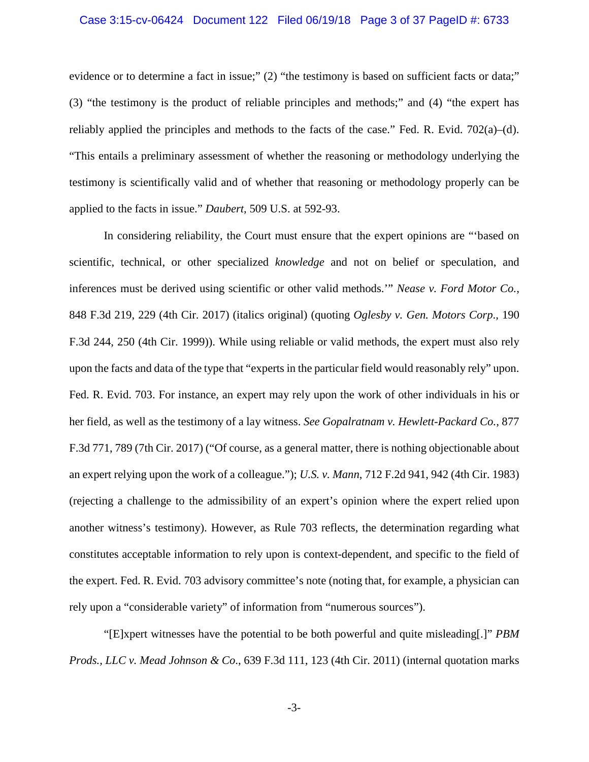evidence or to determine a fact in issue;" (2) "the testimony is based on sufficient facts or data;" (3) "the testimony is the product of reliable principles and methods;" and (4) "the expert has reliably applied the principles and methods to the facts of the case." Fed. R. Evid. 702(a)–(d). "This entails a preliminary assessment of whether the reasoning or methodology underlying the testimony is scientifically valid and of whether that reasoning or methodology properly can be applied to the facts in issue." *Daubert*, 509 U.S. at 592-93.

In considering reliability, the Court must ensure that the expert opinions are "'based on scientific, technical, or other specialized *knowledge* and not on belief or speculation, and inferences must be derived using scientific or other valid methods.'" *Nease v. Ford Motor Co.*, 848 F.3d 219, 229 (4th Cir. 2017) (italics original) (quoting *Oglesby v. Gen. Motors Corp.*, 190 F.3d 244, 250 (4th Cir. 1999)). While using reliable or valid methods, the expert must also rely upon the facts and data of the type that "experts in the particular field would reasonably rely" upon. Fed. R. Evid. 703. For instance, an expert may rely upon the work of other individuals in his or her field, as well as the testimony of a lay witness. *See Gopalratnam v. Hewlett-Packard Co.*, 877 F.3d 771, 789 (7th Cir. 2017) ("Of course, as a general matter, there is nothing objectionable about an expert relying upon the work of a colleague."); *U.S. v. Mann*, 712 F.2d 941, 942 (4th Cir. 1983) (rejecting a challenge to the admissibility of an expert's opinion where the expert relied upon another witness's testimony). However, as Rule 703 reflects, the determination regarding what constitutes acceptable information to rely upon is context-dependent, and specific to the field of the expert. Fed. R. Evid. 703 advisory committee's note (noting that, for example, a physician can rely upon a "considerable variety" of information from "numerous sources").

"[E]xpert witnesses have the potential to be both powerful and quite misleading[.]" *PBM Prods., LLC v. Mead Johnson & Co.*, 639 F.3d 111, 123 (4th Cir. 2011) (internal quotation marks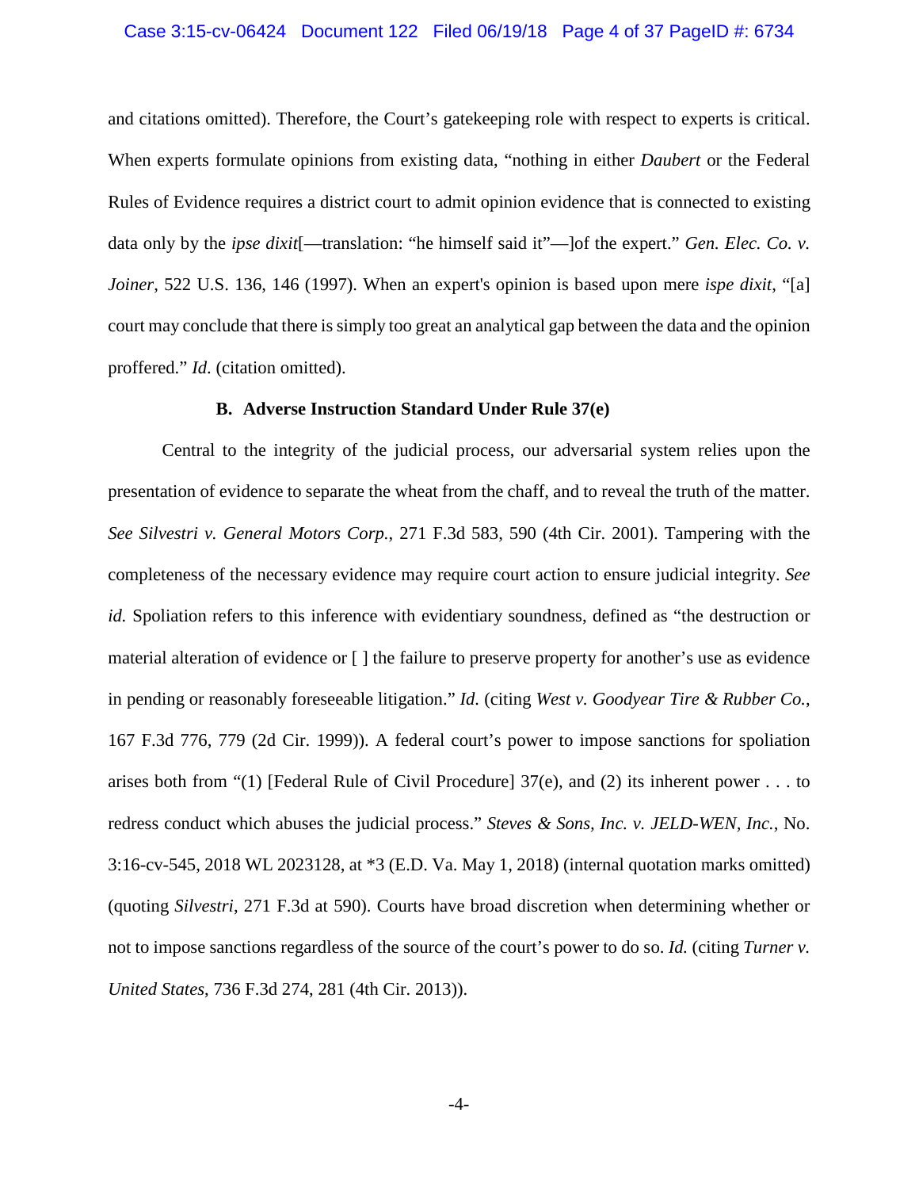and citations omitted). Therefore, the Court's gatekeeping role with respect to experts is critical. When experts formulate opinions from existing data, "nothing in either *Daubert* or the Federal Rules of Evidence requires a district court to admit opinion evidence that is connected to existing data only by the *ipse dixit*[—translation: "he himself said it"—]of the expert." *Gen. Elec. Co. v. Joiner*, 522 U.S. 136, 146 (1997). When an expert's opinion is based upon mere *ispe dixit*, "[a] court may conclude that there is simply too great an analytical gap between the data and the opinion proffered." *Id.* (citation omitted).

### B. Adverse Instruction Standard Under Rule 37(e)

Central to the integrity of the judicial process, our adversarial system relies upon the presentation of evidence to separate the wheat from the chaff, and to reveal the truth of the matter. *See Silvestri v. General Motors Corp.*, 271 F.3d 583, 590 (4th Cir. 2001). Tampering with the completeness of the necessary evidence may require court action to ensure judicial integrity. *See id.* Spoliation refers to this inference with evidentiary soundness, defined as "the destruction or material alteration of evidence or [ ] the failure to preserve property for another's use as evidence in pending or reasonably foreseeable litigation." *Id.* (citing *West v. Goodyear Tire & Rubber Co.*, 167 F.3d 776, 779 (2d Cir. 1999)). A federal court's power to impose sanctions for spoliation arises both from "(1) [Federal Rule of Civil Procedure] 37(e), and (2) its inherent power . . . to redress conduct which abuses the judicial process." *Steves & Sons, Inc. v. JELD-WEN, Inc.*, No. 3:16-cv-545, 2018 WL 2023128, at *3 (E.D. Va. May 1, 2018) (internal quotation marks omitted) (quoting *Silvestri*, 271 F.3d at 590). Courts have broad discretion when determining whether or not to impose sanctions regardless of the source of the court's power to do so. *Id.* (citing *Turner v. United States*, 736 F.3d 274, 281 (4th Cir. 2013)).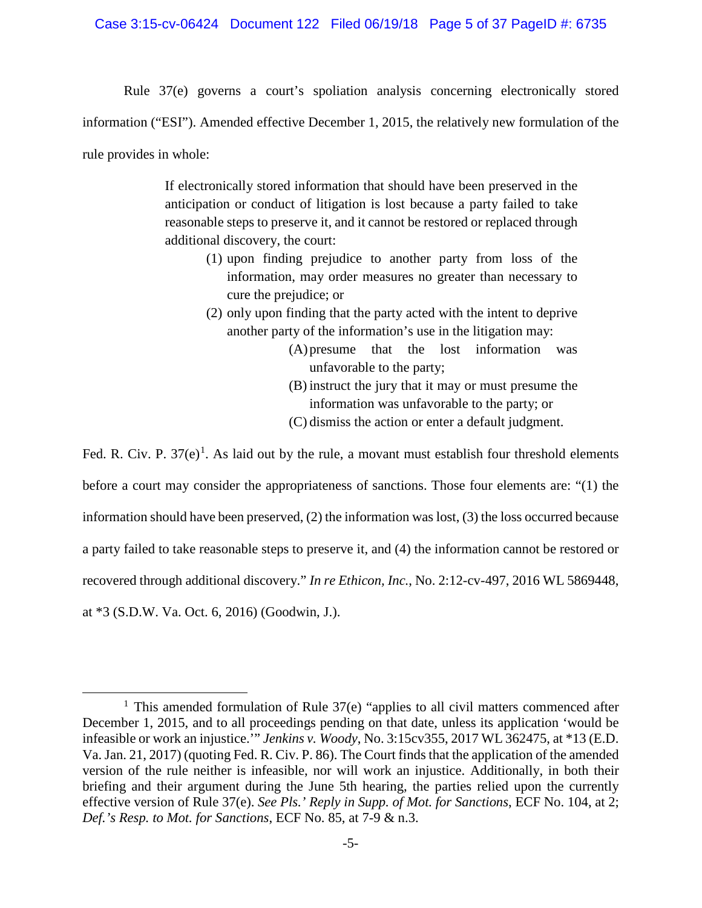Rule 37(e) governs a court's spoliation analysis concerning electronically stored information ("ESI"). Amended effective December 1, 2015, the relatively new formulation of the rule provides in whole:

> If electronically stored information that should have been preserved in the anticipation or conduct of litigation is lost because a party failed to take reasonable steps to preserve it, and it cannot be restored or replaced through additional discovery, the court:
>
> (1) upon finding prejudice to another party from loss of the information, may order measures no greater than necessary to cure the prejudice; or
>
> (2) only upon finding that the party acted with the intent to deprive another party of the information's use in the litigation may:
>
> (A) presume that the lost information was unfavorable to the party;
>
> (B) instruct the jury that it may or must presume the information was unfavorable to the party; or
>
> (C) dismiss the action or enter a default judgment.

Fed. R. Civ. P. 37(e)[1]. As laid out by the rule, a movant must establish four threshold elements before a court may consider the appropriateness of sanctions. Those four elements are: "(1) the information should have been preserved, (2) the information was lost, (3) the loss occurred because a party failed to take reasonable steps to preserve it, and (4) the information cannot be restored or recovered through additional discovery." *In re Ethicon, Inc.*, No. 2:12-cv-497, 2016 WL 5869448, at *3 (S.D.W. Va. Oct. 6, 2016) (Goodwin, J.).

---

[1] This amended formulation of Rule 37(e) "applies to all civil matters commenced after December 1, 2015, and to all proceedings pending on that date, unless its application 'would be infeasible or work an injustice.'" *Jenkins v. Woody*, No. 3:15cv355, 2017 WL 362475, at *13 (E.D. Va. Jan. 21, 2017) (quoting Fed. R. Civ. P. 86). The Court finds that the application of the amended version of the rule neither is infeasible, nor will work an injustice. Additionally, in both their briefing and their argument during the June 5th hearing, the parties relied upon the currently effective version of Rule 37(e). *See Pls.' Reply in Supp. of Mot. for Sanctions*, ECF No. 104, at 2; *Def.'s Resp. to Mot. for Sanctions*, ECF No. 85, at 7-9 & n.3.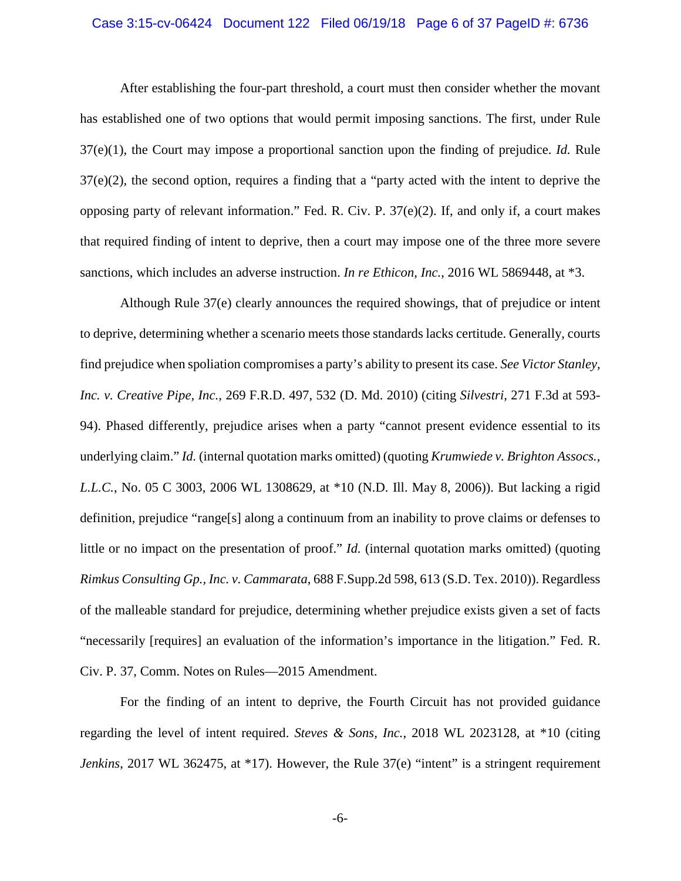After establishing the four-part threshold, a court must then consider whether the movant has established one of two options that would permit imposing sanctions. The first, under Rule 37(e)(1), the Court may impose a proportional sanction upon the finding of prejudice. *Id.* Rule 37(e)(2), the second option, requires a finding that a "party acted with the intent to deprive the opposing party of relevant information." Fed. R. Civ. P. 37(e)(2). If, and only if, a court makes that required finding of intent to deprive, then a court may impose one of the three more severe sanctions, which includes an adverse instruction. *In re Ethicon, Inc.*, 2016 WL 5869448, at *3.

Although Rule 37(e) clearly announces the required showings, that of prejudice or intent to deprive, determining whether a scenario meets those standards lacks certitude. Generally, courts find prejudice when spoliation compromises a party's ability to present its case. *See Victor Stanley, Inc. v. Creative Pipe, Inc.*, 269 F.R.D. 497, 532 (D. Md. 2010) (citing *Silvestri*, 271 F.3d at 593-94). Phased differently, prejudice arises when a party "cannot present evidence essential to its underlying claim." *Id.* (internal quotation marks omitted) (quoting *Krumwiede v. Brighton Assocs., L.L.C.*, No. 05 C 3003, 2006 WL 1308629, at *10 (N.D. Ill. May 8, 2006)). But lacking a rigid definition, prejudice "range[s] along a continuum from an inability to prove claims or defenses to little or no impact on the presentation of proof." *Id.* (internal quotation marks omitted) (quoting *Rimkus Consulting Gp., Inc. v. Cammarata*, 688 F.Supp.2d 598, 613 (S.D. Tex. 2010)). Regardless of the malleable standard for prejudice, determining whether prejudice exists given a set of facts "necessarily [requires] an evaluation of the information's importance in the litigation." Fed. R. Civ. P. 37, Comm. Notes on Rules—2015 Amendment.

For the finding of an intent to deprive, the Fourth Circuit has not provided guidance regarding the level of intent required. *Steves & Sons, Inc.*, 2018 WL 2023128, at *10 (citing *Jenkins*, 2017 WL 362475, at *17). However, the Rule 37(e) "intent" is a stringent requirement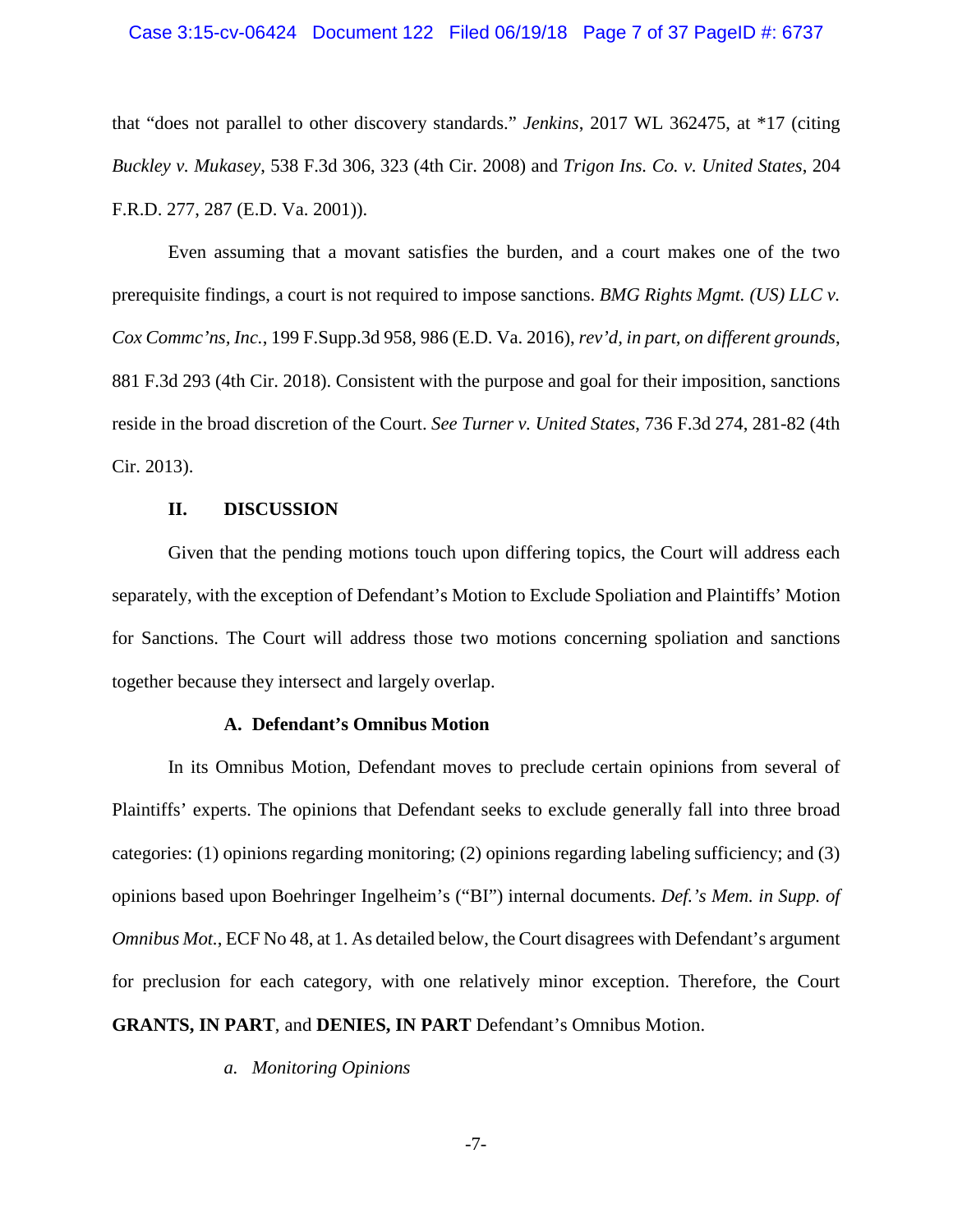that "does not parallel to other discovery standards." *Jenkins*, 2017 WL 362475, at *17 (citing *Buckley v. Mukasey*, 538 F.3d 306, 323 (4th Cir. 2008) and *Trigon Ins. Co. v. United States*, 204 F.R.D. 277, 287 (E.D. Va. 2001)).

Even assuming that a movant satisfies the burden, and a court makes one of the two prerequisite findings, a court is not required to impose sanctions. *BMG Rights Mgmt. (US) LLC v. Cox Commc'ns, Inc.*, 199 F.Supp.3d 958, 986 (E.D. Va. 2016), *rev'd, in part, on different grounds*, 881 F.3d 293 (4th Cir. 2018). Consistent with the purpose and goal for their imposition, sanctions reside in the broad discretion of the Court. *See Turner v. United States*, 736 F.3d 274, 281-82 (4th Cir. 2013).

## II. DISCUSSION

Given that the pending motions touch upon differing topics, the Court will address each separately, with the exception of Defendant's Motion to Exclude Spoliation and Plaintiffs' Motion for Sanctions. The Court will address those two motions concerning spoliation and sanctions together because they intersect and largely overlap.

### A. Defendant's Omnibus Motion

In its Omnibus Motion, Defendant moves to preclude certain opinions from several of Plaintiffs' experts. The opinions that Defendant seeks to exclude generally fall into three broad categories: (1) opinions regarding monitoring; (2) opinions regarding labeling sufficiency; and (3) opinions based upon Boehringer Ingelheim's ("BI") internal documents. *Def.'s Mem. in Supp. of Omnibus Mot.*, ECF No 48, at 1. As detailed below, the Court disagrees with Defendant's argument for preclusion for each category, with one relatively minor exception. Therefore, the Court **GRANTS, IN PART**, and **DENIES, IN PART** Defendant's Omnibus Motion.

#### *a. Monitoring Opinions*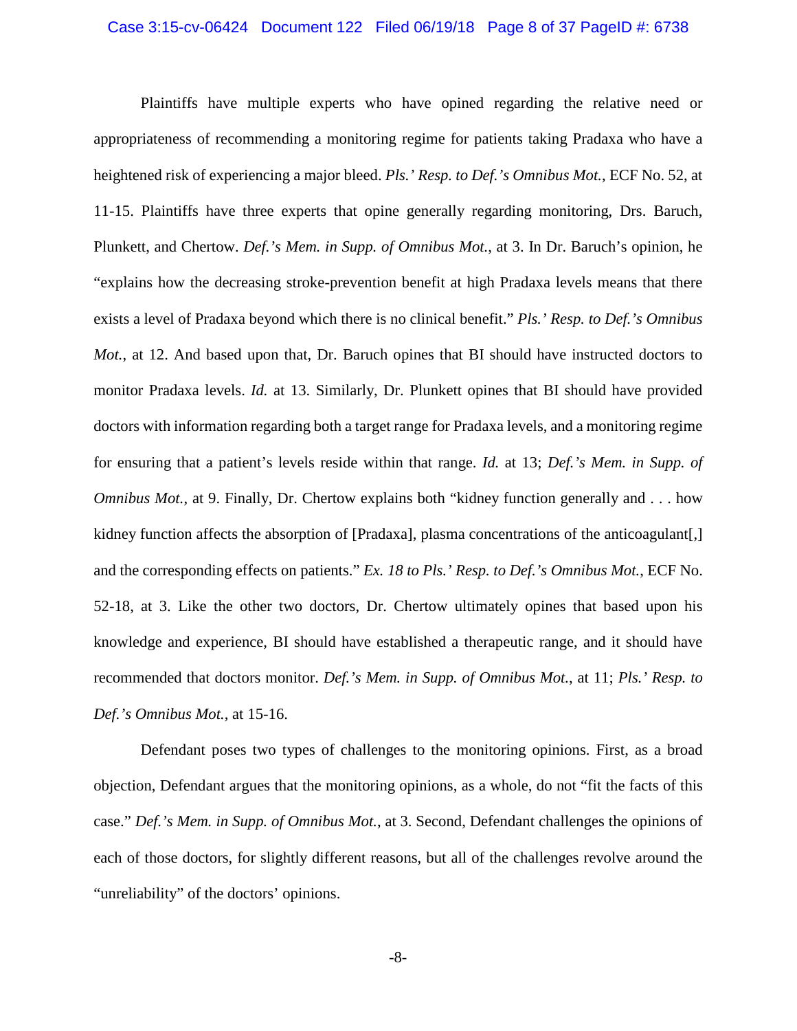Plaintiffs have multiple experts who have opined regarding the relative need or appropriateness of recommending a monitoring regime for patients taking Pradaxa who have a heightened risk of experiencing a major bleed. *Pls.' Resp. to Def.'s Omnibus Mot.*, ECF No. 52, at 11-15. Plaintiffs have three experts that opine generally regarding monitoring, Drs. Baruch, Plunkett, and Chertow. *Def.'s Mem. in Supp. of Omnibus Mot.*, at 3. In Dr. Baruch's opinion, he "explains how the decreasing stroke-prevention benefit at high Pradaxa levels means that there exists a level of Pradaxa beyond which there is no clinical benefit." *Pls.' Resp. to Def.'s Omnibus Mot.*, at 12. And based upon that, Dr. Baruch opines that BI should have instructed doctors to monitor Pradaxa levels. *Id.* at 13. Similarly, Dr. Plunkett opines that BI should have provided doctors with information regarding both a target range for Pradaxa levels, and a monitoring regime for ensuring that a patient's levels reside within that range. *Id.* at 13; *Def.'s Mem. in Supp. of Omnibus Mot.*, at 9. Finally, Dr. Chertow explains both "kidney function generally and . . . how kidney function affects the absorption of [Pradaxa], plasma concentrations of the anticoagulant[,] and the corresponding effects on patients." *Ex. 18 to Pls.' Resp. to Def.'s Omnibus Mot.*, ECF No. 52-18, at 3. Like the other two doctors, Dr. Chertow ultimately opines that based upon his knowledge and experience, BI should have established a therapeutic range, and it should have recommended that doctors monitor. *Def.'s Mem. in Supp. of Omnibus Mot.*, at 11; *Pls.' Resp. to Def.'s Omnibus Mot.*, at 15-16.

Defendant poses two types of challenges to the monitoring opinions. First, as a broad objection, Defendant argues that the monitoring opinions, as a whole, do not "fit the facts of this case." *Def.'s Mem. in Supp. of Omnibus Mot.*, at 3. Second, Defendant challenges the opinions of each of those doctors, for slightly different reasons, but all of the challenges revolve around the "unreliability" of the doctors' opinions.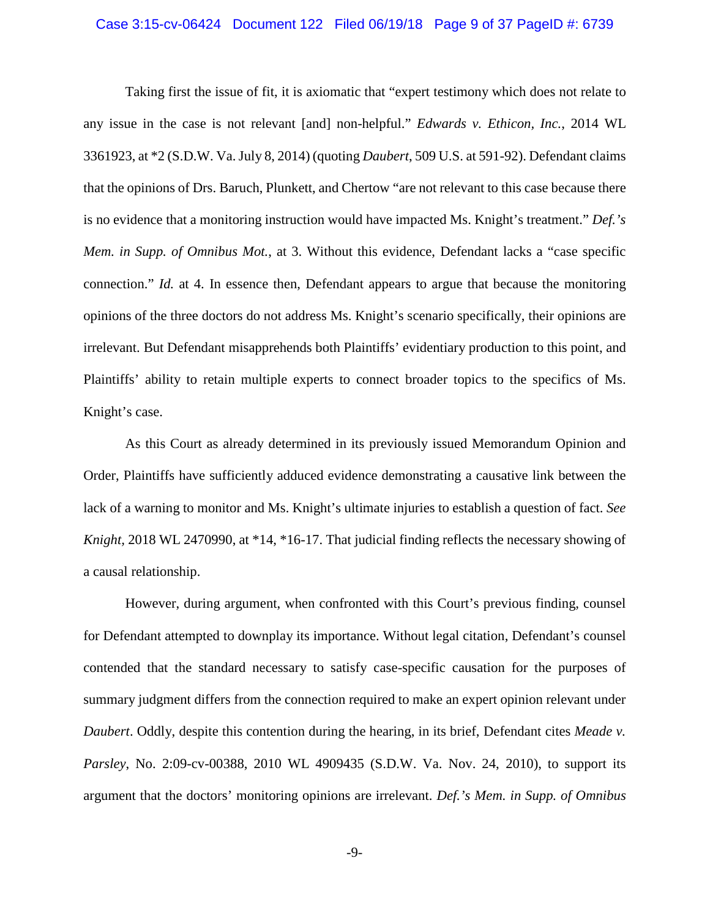Taking first the issue of fit, it is axiomatic that "expert testimony which does not relate to any issue in the case is not relevant [and] non-helpful." *Edwards v. Ethicon, Inc.*, 2014 WL 3361923, at *2 (S.D.W. Va. July 8, 2014) (quoting *Daubert*, 509 U.S. at 591-92). Defendant claims that the opinions of Drs. Baruch, Plunkett, and Chertow "are not relevant to this case because there is no evidence that a monitoring instruction would have impacted Ms. Knight's treatment." *Def.'s Mem. in Supp. of Omnibus Mot.*, at 3. Without this evidence, Defendant lacks a "case specific connection." *Id.* at 4. In essence then, Defendant appears to argue that because the monitoring opinions of the three doctors do not address Ms. Knight's scenario specifically, their opinions are irrelevant. But Defendant misapprehends both Plaintiffs' evidentiary production to this point, and Plaintiffs' ability to retain multiple experts to connect broader topics to the specifics of Ms. Knight's case.

As this Court as already determined in its previously issued Memorandum Opinion and Order, Plaintiffs have sufficiently adduced evidence demonstrating a causative link between the lack of a warning to monitor and Ms. Knight's ultimate injuries to establish a question of fact. *See Knight*, 2018 WL 2470990, at *14, *16-17. That judicial finding reflects the necessary showing of a causal relationship.

However, during argument, when confronted with this Court's previous finding, counsel for Defendant attempted to downplay its importance. Without legal citation, Defendant's counsel contended that the standard necessary to satisfy case-specific causation for the purposes of summary judgment differs from the connection required to make an expert opinion relevant under *Daubert*. Oddly, despite this contention during the hearing, in its brief, Defendant cites *Meade v. Parsley*, No. 2:09-cv-00388, 2010 WL 4909435 (S.D.W. Va. Nov. 24, 2010), to support its argument that the doctors' monitoring opinions are irrelevant. *Def.'s Mem. in Supp. of Omnibus*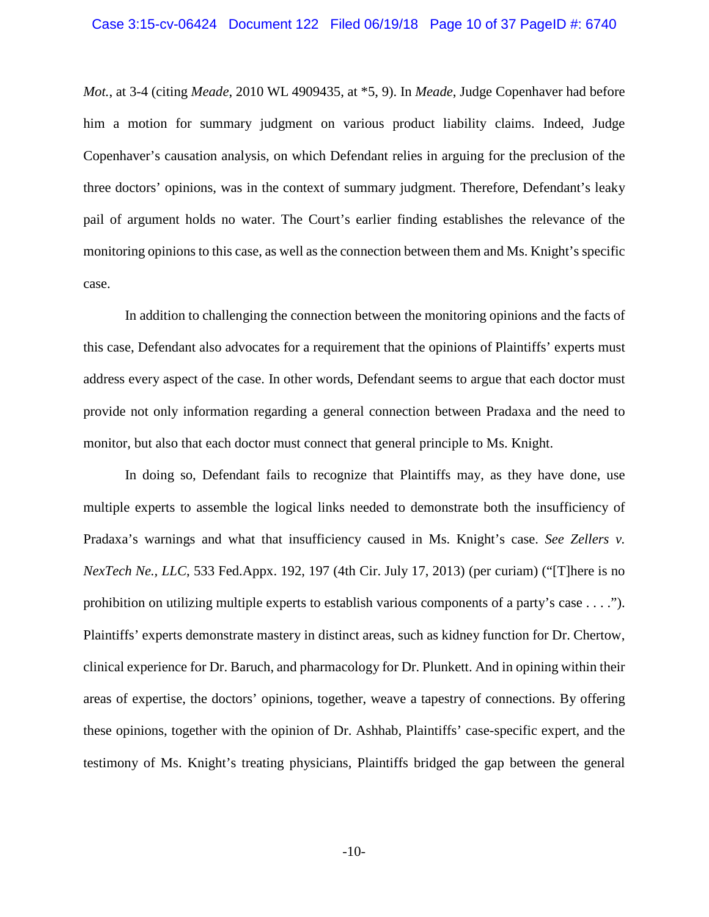*Mot.*, at 3-4 (citing *Meade*, 2010 WL 4909435, at *5, 9). In *Meade*, Judge Copenhaver had before him a motion for summary judgment on various product liability claims. Indeed, Judge Copenhaver's causation analysis, on which Defendant relies in arguing for the preclusion of the three doctors' opinions, was in the context of summary judgment. Therefore, Defendant's leaky pail of argument holds no water. The Court's earlier finding establishes the relevance of the monitoring opinions to this case, as well as the connection between them and Ms. Knight's specific case.

In addition to challenging the connection between the monitoring opinions and the facts of this case, Defendant also advocates for a requirement that the opinions of Plaintiffs' experts must address every aspect of the case. In other words, Defendant seems to argue that each doctor must provide not only information regarding a general connection between Pradaxa and the need to monitor, but also that each doctor must connect that general principle to Ms. Knight.

In doing so, Defendant fails to recognize that Plaintiffs may, as they have done, use multiple experts to assemble the logical links needed to demonstrate both the insufficiency of Pradaxa's warnings and what that insufficiency caused in Ms. Knight's case. *See Zellers v. NexTech Ne., LLC*, 533 Fed.Appx. 192, 197 (4th Cir. July 17, 2013) (per curiam) ("[T]here is no prohibition on utilizing multiple experts to establish various components of a party's case . . . ."). Plaintiffs' experts demonstrate mastery in distinct areas, such as kidney function for Dr. Chertow, clinical experience for Dr. Baruch, and pharmacology for Dr. Plunkett. And in opining within their areas of expertise, the doctors' opinions, together, weave a tapestry of connections. By offering these opinions, together with the opinion of Dr. Ashhab, Plaintiffs' case-specific expert, and the testimony of Ms. Knight's treating physicians, Plaintiffs bridged the gap between the general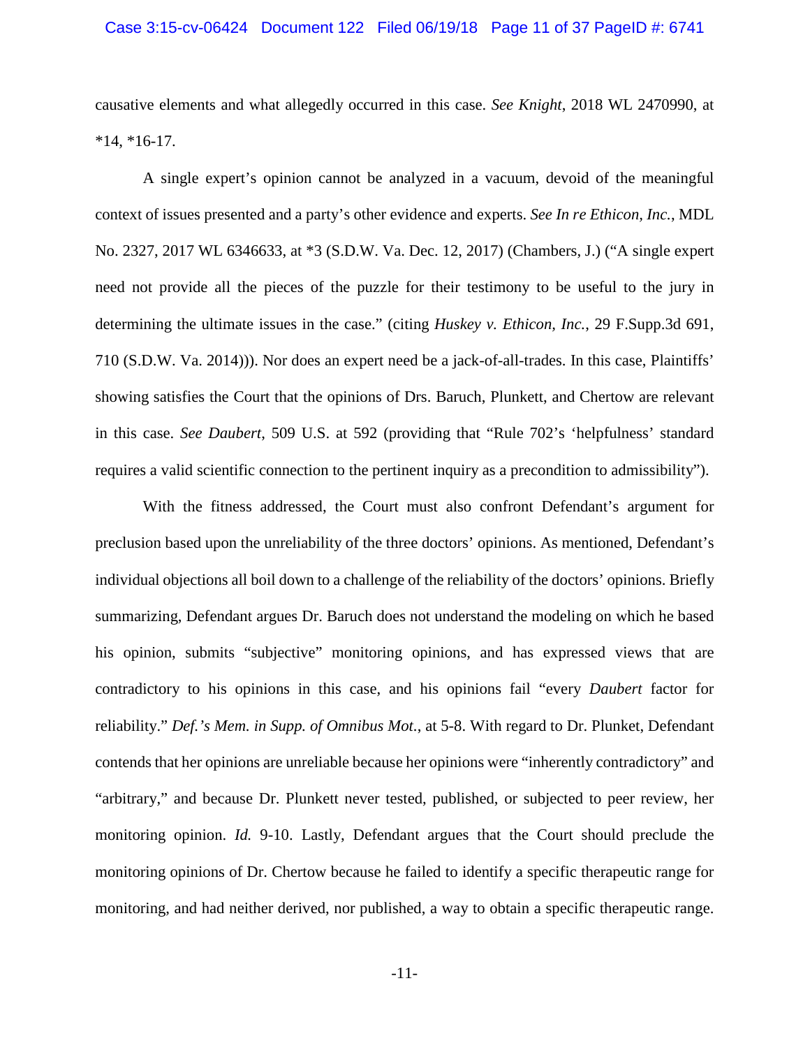causative elements and what allegedly occurred in this case. *See Knight*, 2018 WL 2470990, at *14, *16-17.

A single expert's opinion cannot be analyzed in a vacuum, devoid of the meaningful context of issues presented and a party's other evidence and experts. *See In re Ethicon, Inc.*, MDL No. 2327, 2017 WL 6346633, at *3 (S.D.W. Va. Dec. 12, 2017) (Chambers, J.) ("A single expert need not provide all the pieces of the puzzle for their testimony to be useful to the jury in determining the ultimate issues in the case." (citing *Huskey v. Ethicon, Inc.*, 29 F.Supp.3d 691, 710 (S.D.W. Va. 2014))). Nor does an expert need be a jack-of-all-trades. In this case, Plaintiffs' showing satisfies the Court that the opinions of Drs. Baruch, Plunkett, and Chertow are relevant in this case. *See Daubert*, 509 U.S. at 592 (providing that "Rule 702's 'helpfulness' standard requires a valid scientific connection to the pertinent inquiry as a precondition to admissibility").

With the fitness addressed, the Court must also confront Defendant's argument for preclusion based upon the unreliability of the three doctors' opinions. As mentioned, Defendant's individual objections all boil down to a challenge of the reliability of the doctors' opinions. Briefly summarizing, Defendant argues Dr. Baruch does not understand the modeling on which he based his opinion, submits "subjective" monitoring opinions, and has expressed views that are contradictory to his opinions in this case, and his opinions fail "every *Daubert* factor for reliability." *Def.'s Mem. in Supp. of Omnibus Mot.*, at 5-8. With regard to Dr. Plunket, Defendant contends that her opinions are unreliable because her opinions were "inherently contradictory" and "arbitrary," and because Dr. Plunkett never tested, published, or subjected to peer review, her monitoring opinion. *Id.* 9-10. Lastly, Defendant argues that the Court should preclude the monitoring opinions of Dr. Chertow because he failed to identify a specific therapeutic range for monitoring, and had neither derived, nor published, a way to obtain a specific therapeutic range.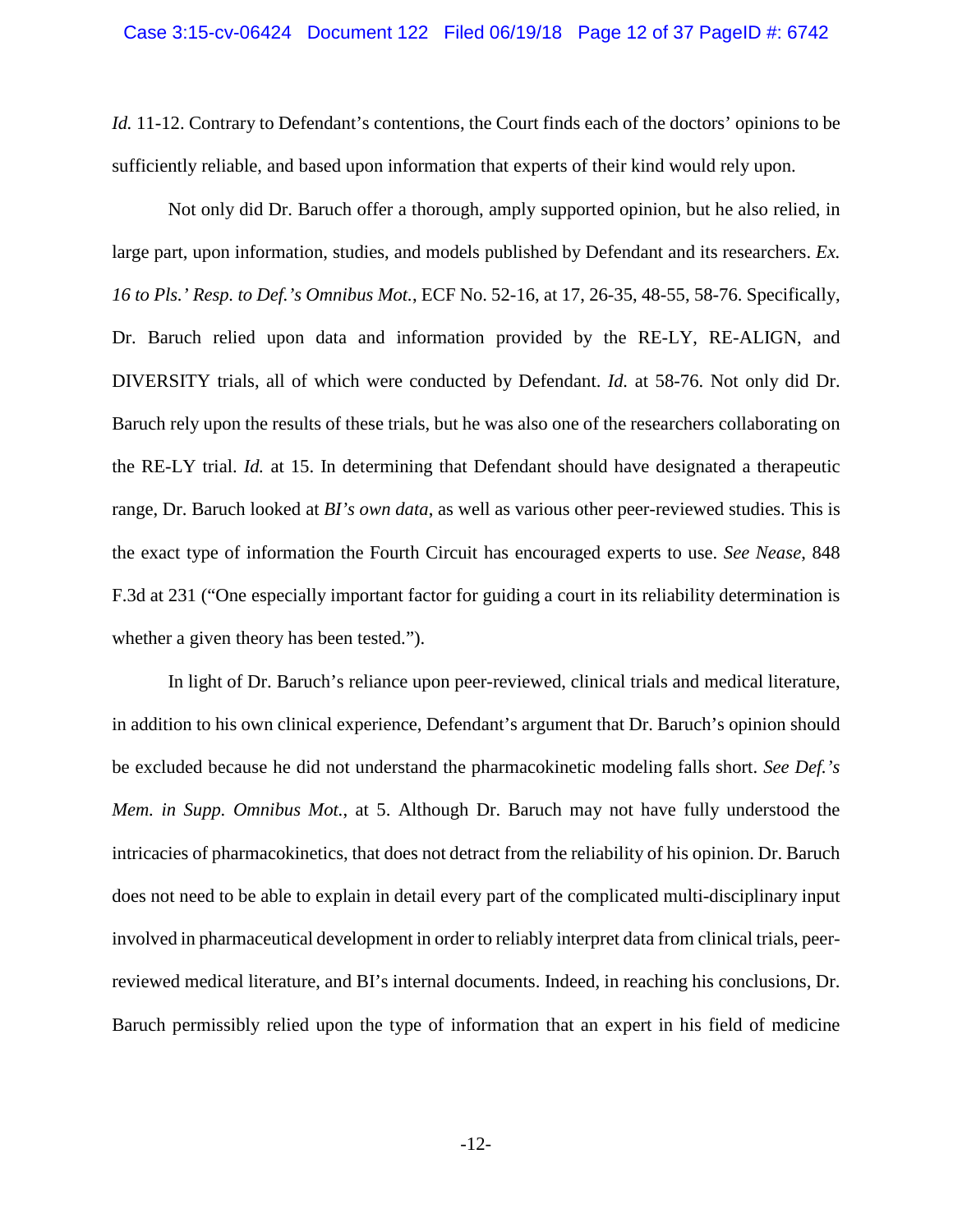*Id.* 11-12. Contrary to Defendant's contentions, the Court finds each of the doctors' opinions to be sufficiently reliable, and based upon information that experts of their kind would rely upon.

Not only did Dr. Baruch offer a thorough, amply supported opinion, but he also relied, in large part, upon information, studies, and models published by Defendant and its researchers. *Ex. 16 to Pls.' Resp. to Def.'s Omnibus Mot.*, ECF No. 52-16, at 17, 26-35, 48-55, 58-76. Specifically, Dr. Baruch relied upon data and information provided by the RE-LY, RE-ALIGN, and DIVERSITY trials, all of which were conducted by Defendant. *Id.* at 58-76. Not only did Dr. Baruch rely upon the results of these trials, but he was also one of the researchers collaborating on the RE-LY trial. *Id.* at 15. In determining that Defendant should have designated a therapeutic range, Dr. Baruch looked at *BI's own data*, as well as various other peer-reviewed studies. This is the exact type of information the Fourth Circuit has encouraged experts to use. *See Nease*, 848 F.3d at 231 ("One especially important factor for guiding a court in its reliability determination is whether a given theory has been tested.").

In light of Dr. Baruch's reliance upon peer-reviewed, clinical trials and medical literature, in addition to his own clinical experience, Defendant's argument that Dr. Baruch's opinion should be excluded because he did not understand the pharmacokinetic modeling falls short. *See Def.'s Mem. in Supp. Omnibus Mot.*, at 5. Although Dr. Baruch may not have fully understood the intricacies of pharmacokinetics, that does not detract from the reliability of his opinion. Dr. Baruch does not need to be able to explain in detail every part of the complicated multi-disciplinary input involved in pharmaceutical development in order to reliably interpret data from clinical trials, peer-reviewed medical literature, and BI's internal documents. Indeed, in reaching his conclusions, Dr. Baruch permissibly relied upon the type of information that an expert in his field of medicine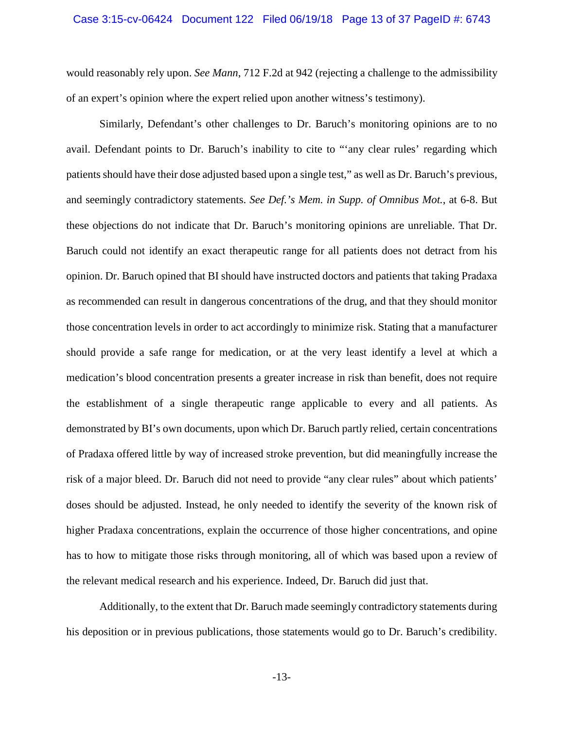would reasonably rely upon. *See Mann*, 712 F.2d at 942 (rejecting a challenge to the admissibility of an expert's opinion where the expert relied upon another witness's testimony).

Similarly, Defendant's other challenges to Dr. Baruch's monitoring opinions are to no avail. Defendant points to Dr. Baruch's inability to cite to "'any clear rules' regarding which patients should have their dose adjusted based upon a single test," as well as Dr. Baruch's previous, and seemingly contradictory statements. *See Def.'s Mem. in Supp. of Omnibus Mot.*, at 6-8. But these objections do not indicate that Dr. Baruch's monitoring opinions are unreliable. That Dr. Baruch could not identify an exact therapeutic range for all patients does not detract from his opinion. Dr. Baruch opined that BI should have instructed doctors and patients that taking Pradaxa as recommended can result in dangerous concentrations of the drug, and that they should monitor those concentration levels in order to act accordingly to minimize risk. Stating that a manufacturer should provide a safe range for medication, or at the very least identify a level at which a medication's blood concentration presents a greater increase in risk than benefit, does not require the establishment of a single therapeutic range applicable to every and all patients. As demonstrated by BI's own documents, upon which Dr. Baruch partly relied, certain concentrations of Pradaxa offered little by way of increased stroke prevention, but did meaningfully increase the risk of a major bleed. Dr. Baruch did not need to provide "any clear rules" about which patients' doses should be adjusted. Instead, he only needed to identify the severity of the known risk of higher Pradaxa concentrations, explain the occurrence of those higher concentrations, and opine has to how to mitigate those risks through monitoring, all of which was based upon a review of the relevant medical research and his experience. Indeed, Dr. Baruch did just that.

Additionally, to the extent that Dr. Baruch made seemingly contradictory statements during his deposition or in previous publications, those statements would go to Dr. Baruch's credibility.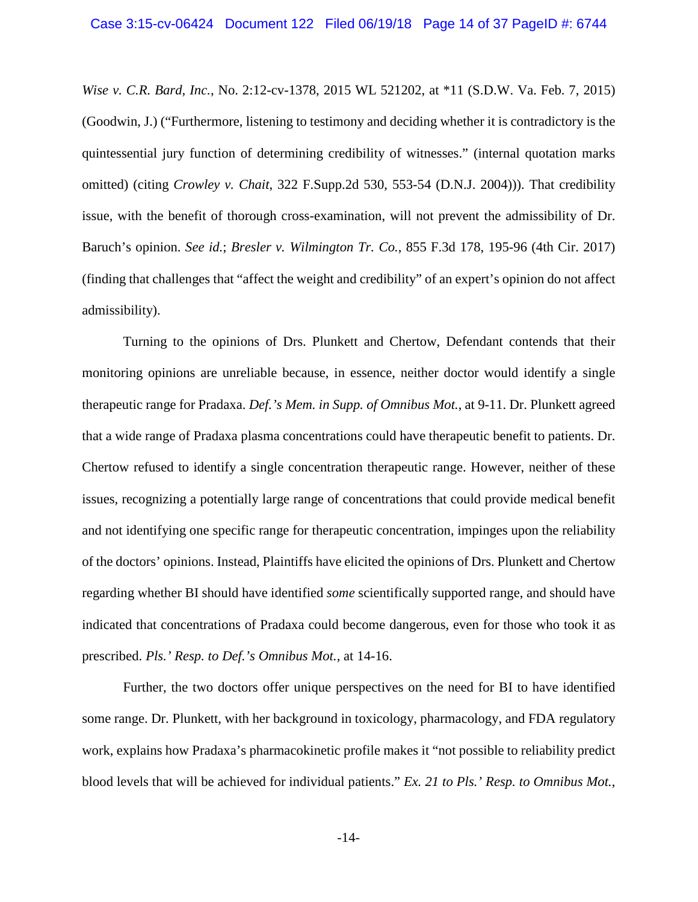*Wise v. C.R. Bard, Inc.*, No. 2:12-cv-1378, 2015 WL 521202, at *11 (S.D.W. Va. Feb. 7, 2015) (Goodwin, J.) ("Furthermore, listening to testimony and deciding whether it is contradictory is the quintessential jury function of determining credibility of witnesses." (internal quotation marks omitted) (citing *Crowley v. Chait*, 322 F.Supp.2d 530, 553-54 (D.N.J. 2004))). That credibility issue, with the benefit of thorough cross-examination, will not prevent the admissibility of Dr. Baruch's opinion. *See id.*; *Bresler v. Wilmington Tr. Co.*, 855 F.3d 178, 195-96 (4th Cir. 2017) (finding that challenges that "affect the weight and credibility" of an expert's opinion do not affect admissibility).

Turning to the opinions of Drs. Plunkett and Chertow, Defendant contends that their monitoring opinions are unreliable because, in essence, neither doctor would identify a single therapeutic range for Pradaxa. *Def.'s Mem. in Supp. of Omnibus Mot.*, at 9-11. Dr. Plunkett agreed that a wide range of Pradaxa plasma concentrations could have therapeutic benefit to patients. Dr. Chertow refused to identify a single concentration therapeutic range. However, neither of these issues, recognizing a potentially large range of concentrations that could provide medical benefit and not identifying one specific range for therapeutic concentration, impinges upon the reliability of the doctors' opinions. Instead, Plaintiffs have elicited the opinions of Drs. Plunkett and Chertow regarding whether BI should have identified *some* scientifically supported range, and should have indicated that concentrations of Pradaxa could become dangerous, even for those who took it as prescribed. *Pls.' Resp. to Def.'s Omnibus Mot.*, at 14-16.

Further, the two doctors offer unique perspectives on the need for BI to have identified some range. Dr. Plunkett, with her background in toxicology, pharmacology, and FDA regulatory work, explains how Pradaxa's pharmacokinetic profile makes it "not possible to reliability predict blood levels that will be achieved for individual patients." *Ex. 21 to Pls.' Resp. to Omnibus Mot.*,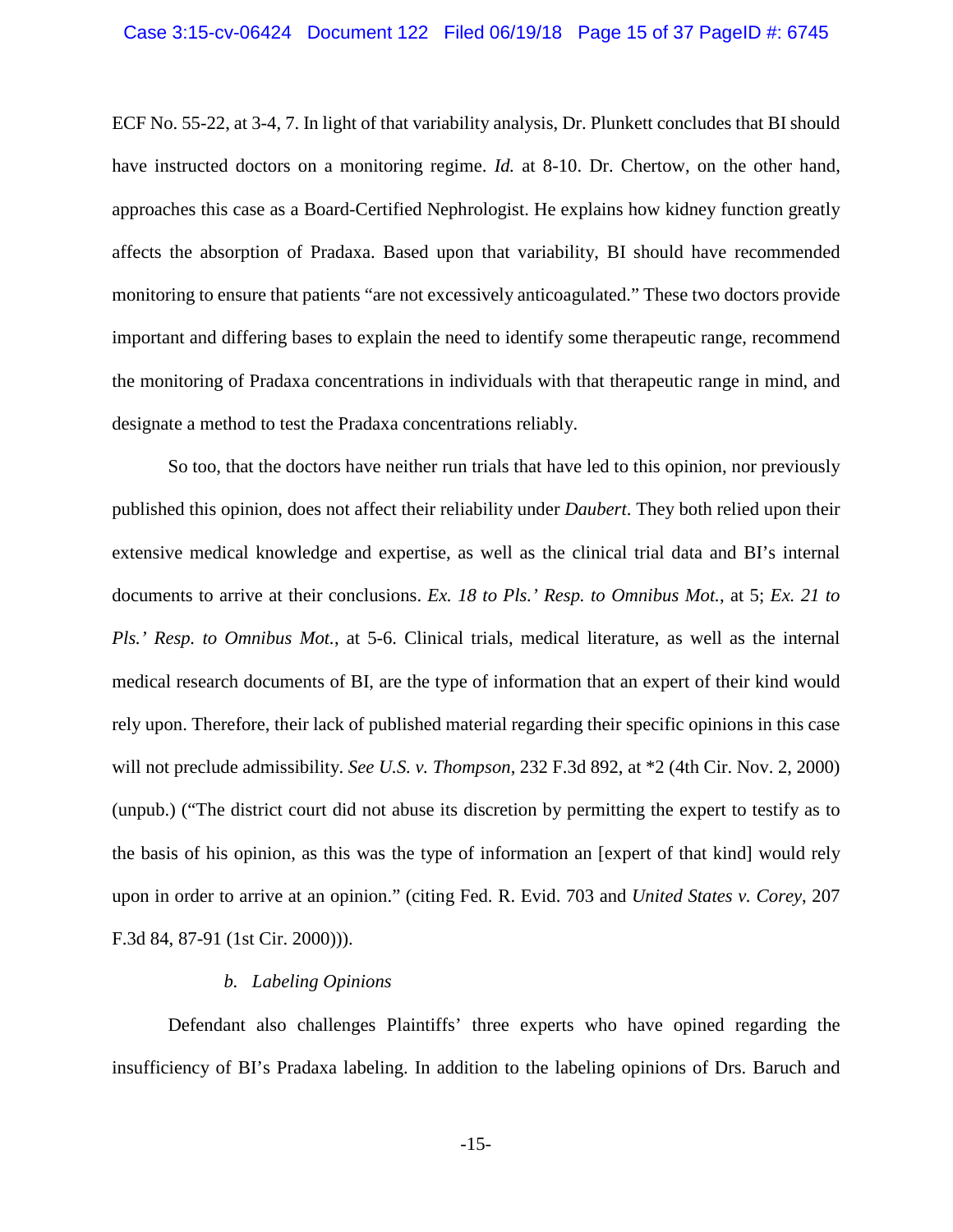ECF No. 55-22, at 3-4, 7. In light of that variability analysis, Dr. Plunkett concludes that BI should have instructed doctors on a monitoring regime. *Id.* at 8-10. Dr. Chertow, on the other hand, approaches this case as a Board-Certified Nephrologist. He explains how kidney function greatly affects the absorption of Pradaxa. Based upon that variability, BI should have recommended monitoring to ensure that patients "are not excessively anticoagulated." These two doctors provide important and differing bases to explain the need to identify some therapeutic range, recommend the monitoring of Pradaxa concentrations in individuals with that therapeutic range in mind, and designate a method to test the Pradaxa concentrations reliably.

So too, that the doctors have neither run trials that have led to this opinion, nor previously published this opinion, does not affect their reliability under *Daubert*. They both relied upon their extensive medical knowledge and expertise, as well as the clinical trial data and BI's internal documents to arrive at their conclusions. *Ex. 18 to Pls.' Resp. to Omnibus Mot.*, at 5; *Ex. 21 to Pls.' Resp. to Omnibus Mot.*, at 5-6. Clinical trials, medical literature, as well as the internal medical research documents of BI, are the type of information that an expert of their kind would rely upon. Therefore, their lack of published material regarding their specific opinions in this case will not preclude admissibility. *See U.S. v. Thompson*, 232 F.3d 892, at *2 (4th Cir. Nov. 2, 2000) (unpub.) ("The district court did not abuse its discretion by permitting the expert to testify as to the basis of his opinion, as this was the type of information an [expert of that kind] would rely upon in order to arrive at an opinion." (citing Fed. R. Evid. 703 and *United States v. Corey*, 207 F.3d 84, 87-91 (1st Cir. 2000))).

*b. Labeling Opinions*

Defendant also challenges Plaintiffs' three experts who have opined regarding the insufficiency of BI's Pradaxa labeling. In addition to the labeling opinions of Drs. Baruch and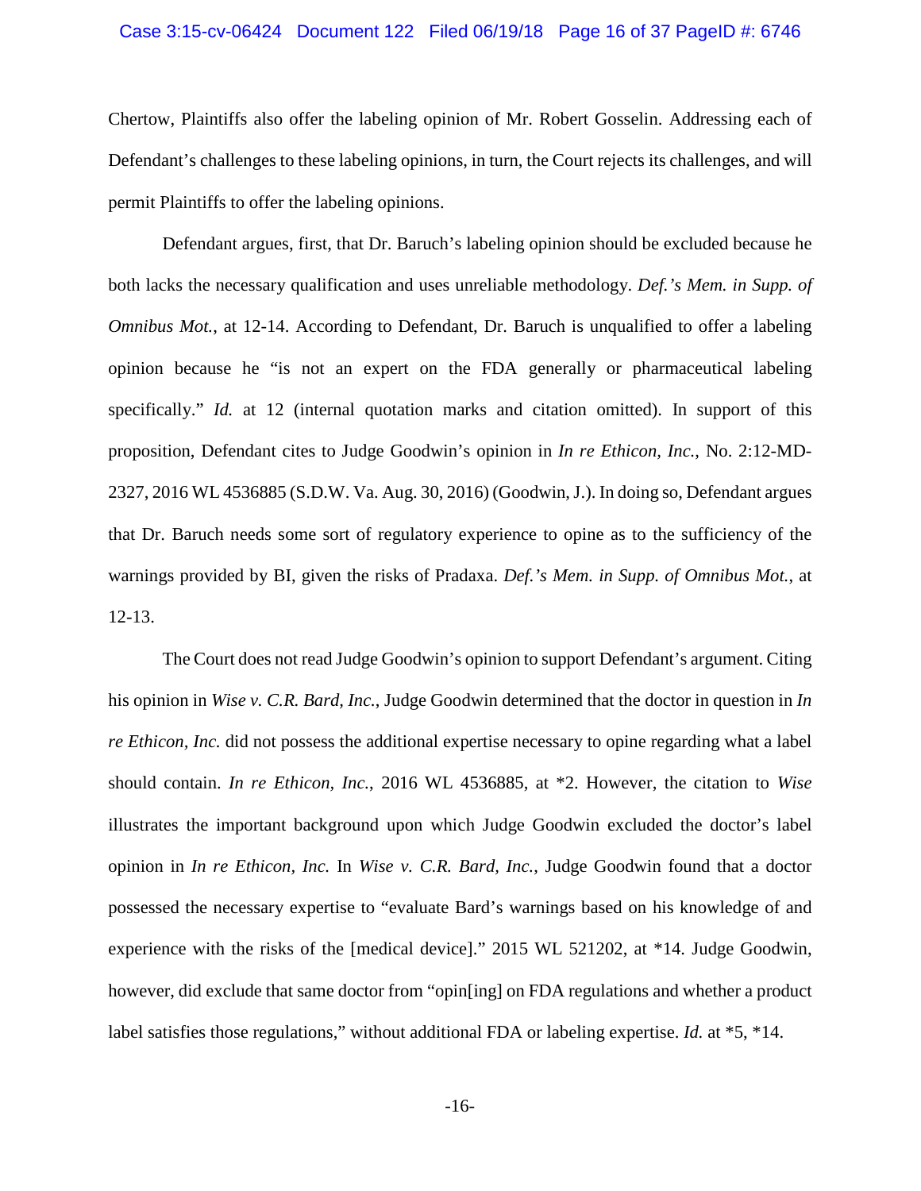Chertow, Plaintiffs also offer the labeling opinion of Mr. Robert Gosselin. Addressing each of Defendant's challenges to these labeling opinions, in turn, the Court rejects its challenges, and will permit Plaintiffs to offer the labeling opinions.

Defendant argues, first, that Dr. Baruch's labeling opinion should be excluded because he both lacks the necessary qualification and uses unreliable methodology. *Def.'s Mem. in Supp. of Omnibus Mot.*, at 12-14. According to Defendant, Dr. Baruch is unqualified to offer a labeling opinion because he "is not an expert on the FDA generally or pharmaceutical labeling specifically." *Id.* at 12 (internal quotation marks and citation omitted). In support of this proposition, Defendant cites to Judge Goodwin's opinion in *In re Ethicon, Inc.*, No. 2:12-MD-2327, 2016 WL 4536885 (S.D.W. Va. Aug. 30, 2016) (Goodwin, J.). In doing so, Defendant argues that Dr. Baruch needs some sort of regulatory experience to opine as to the sufficiency of the warnings provided by BI, given the risks of Pradaxa. *Def.'s Mem. in Supp. of Omnibus Mot.*, at 12-13.

The Court does not read Judge Goodwin's opinion to support Defendant's argument. Citing his opinion in *Wise v. C.R. Bard, Inc.*, Judge Goodwin determined that the doctor in question in *In re Ethicon, Inc.* did not possess the additional expertise necessary to opine regarding what a label should contain. *In re Ethicon, Inc.*, 2016 WL 4536885, at *2. However, the citation to *Wise* illustrates the important background upon which Judge Goodwin excluded the doctor's label opinion in *In re Ethicon, Inc.* In *Wise v. C.R. Bard, Inc.*, Judge Goodwin found that a doctor possessed the necessary expertise to "evaluate Bard's warnings based on his knowledge of and experience with the risks of the [medical device]." 2015 WL 521202, at *14. Judge Goodwin, however, did exclude that same doctor from "opin[ing] on FDA regulations and whether a product label satisfies those regulations," without additional FDA or labeling expertise. *Id.* at *5, *14.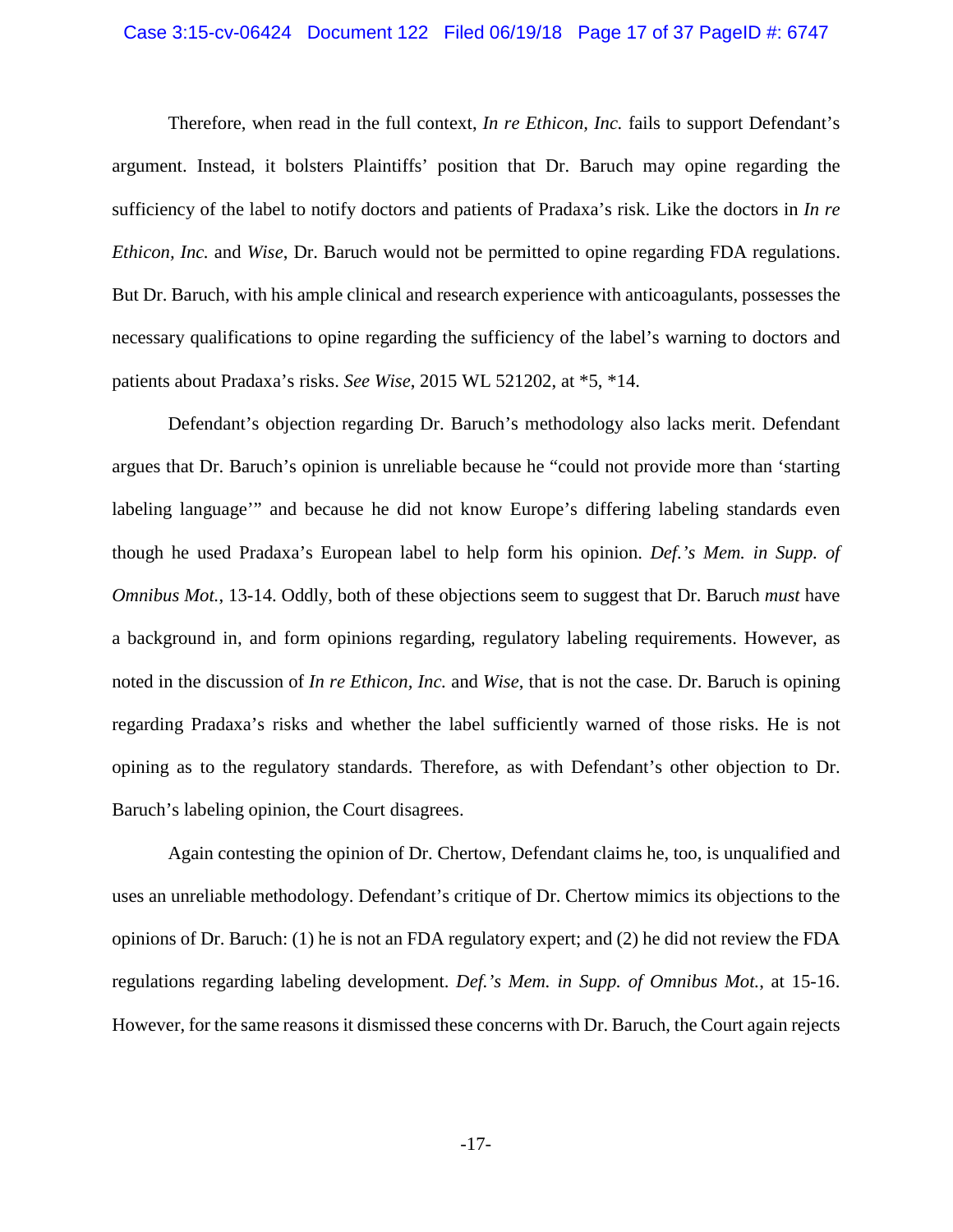Therefore, when read in the full context, *In re Ethicon, Inc.* fails to support Defendant's argument. Instead, it bolsters Plaintiffs' position that Dr. Baruch may opine regarding the sufficiency of the label to notify doctors and patients of Pradaxa's risk. Like the doctors in *In re Ethicon, Inc.* and *Wise*, Dr. Baruch would not be permitted to opine regarding FDA regulations. But Dr. Baruch, with his ample clinical and research experience with anticoagulants, possesses the necessary qualifications to opine regarding the sufficiency of the label's warning to doctors and patients about Pradaxa's risks. *See Wise*, 2015 WL 521202, at *5, *14.

Defendant's objection regarding Dr. Baruch's methodology also lacks merit. Defendant argues that Dr. Baruch's opinion is unreliable because he "could not provide more than 'starting labeling language'" and because he did not know Europe's differing labeling standards even though he used Pradaxa's European label to help form his opinion. *Def.'s Mem. in Supp. of Omnibus Mot.*, 13-14. Oddly, both of these objections seem to suggest that Dr. Baruch *must* have a background in, and form opinions regarding, regulatory labeling requirements. However, as noted in the discussion of *In re Ethicon, Inc.* and *Wise*, that is not the case. Dr. Baruch is opining regarding Pradaxa's risks and whether the label sufficiently warned of those risks. He is not opining as to the regulatory standards. Therefore, as with Defendant's other objection to Dr. Baruch's labeling opinion, the Court disagrees.

Again contesting the opinion of Dr. Chertow, Defendant claims he, too, is unqualified and uses an unreliable methodology. Defendant's critique of Dr. Chertow mimics its objections to the opinions of Dr. Baruch: (1) he is not an FDA regulatory expert; and (2) he did not review the FDA regulations regarding labeling development. *Def.'s Mem. in Supp. of Omnibus Mot.*, at 15-16. However, for the same reasons it dismissed these concerns with Dr. Baruch, the Court again rejects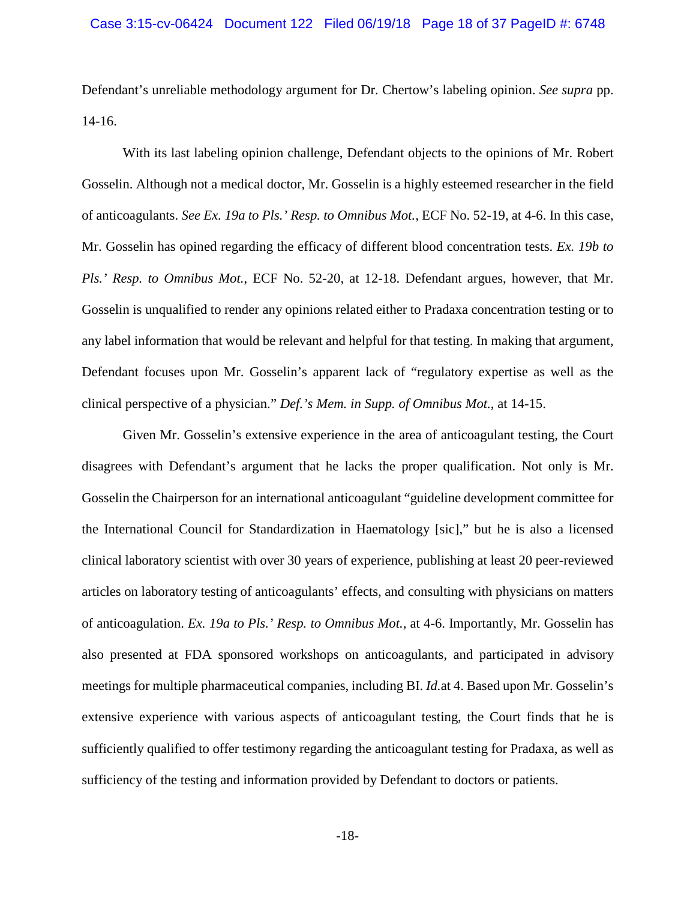Defendant's unreliable methodology argument for Dr. Chertow's labeling opinion. *See supra* pp. 14-16.

With its last labeling opinion challenge, Defendant objects to the opinions of Mr. Robert Gosselin. Although not a medical doctor, Mr. Gosselin is a highly esteemed researcher in the field of anticoagulants. *See Ex. 19a to Pls.' Resp. to Omnibus Mot.*, ECF No. 52-19, at 4-6. In this case, Mr. Gosselin has opined regarding the efficacy of different blood concentration tests. *Ex. 19b to Pls.' Resp. to Omnibus Mot.*, ECF No. 52-20, at 12-18. Defendant argues, however, that Mr. Gosselin is unqualified to render any opinions related either to Pradaxa concentration testing or to any label information that would be relevant and helpful for that testing. In making that argument, Defendant focuses upon Mr. Gosselin's apparent lack of "regulatory expertise as well as the clinical perspective of a physician." *Def.'s Mem. in Supp. of Omnibus Mot.*, at 14-15.

Given Mr. Gosselin's extensive experience in the area of anticoagulant testing, the Court disagrees with Defendant's argument that he lacks the proper qualification. Not only is Mr. Gosselin the Chairperson for an international anticoagulant "guideline development committee for the International Council for Standardization in Haematology [sic]," but he is also a licensed clinical laboratory scientist with over 30 years of experience, publishing at least 20 peer-reviewed articles on laboratory testing of anticoagulants' effects, and consulting with physicians on matters of anticoagulation. *Ex. 19a to Pls.' Resp. to Omnibus Mot.*, at 4-6. Importantly, Mr. Gosselin has also presented at FDA sponsored workshops on anticoagulants, and participated in advisory meetings for multiple pharmaceutical companies, including BI. *Id.*at 4. Based upon Mr. Gosselin's extensive experience with various aspects of anticoagulant testing, the Court finds that he is sufficiently qualified to offer testimony regarding the anticoagulant testing for Pradaxa, as well as sufficiency of the testing and information provided by Defendant to doctors or patients.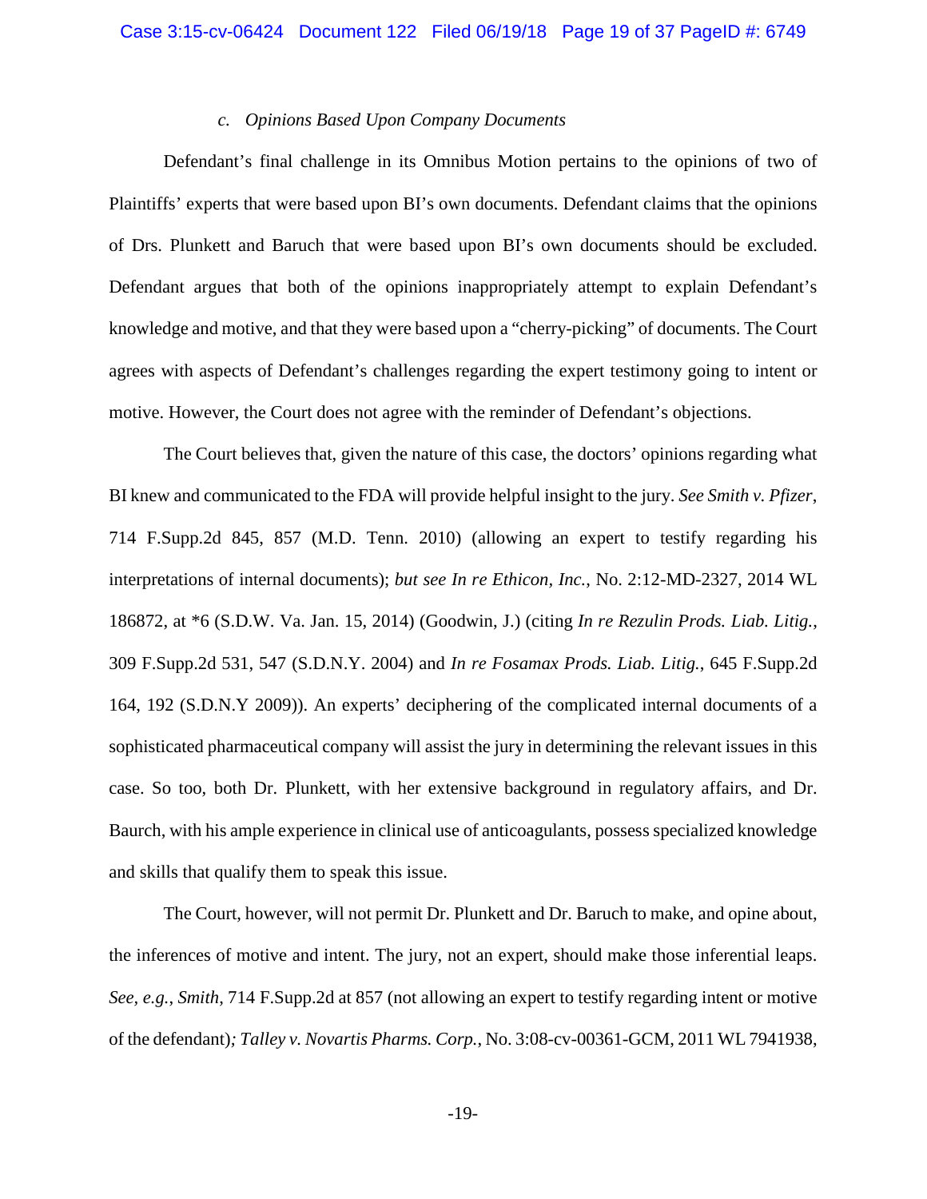### *c. Opinions Based Upon Company Documents*

Defendant's final challenge in its Omnibus Motion pertains to the opinions of two of Plaintiffs' experts that were based upon BI's own documents. Defendant claims that the opinions of Drs. Plunkett and Baruch that were based upon BI's own documents should be excluded. Defendant argues that both of the opinions inappropriately attempt to explain Defendant's knowledge and motive, and that they were based upon a "cherry-picking" of documents. The Court agrees with aspects of Defendant's challenges regarding the expert testimony going to intent or motive. However, the Court does not agree with the reminder of Defendant's objections.

The Court believes that, given the nature of this case, the doctors' opinions regarding what BI knew and communicated to the FDA will provide helpful insight to the jury. *See Smith v. Pfizer*, 714 F.Supp.2d 845, 857 (M.D. Tenn. 2010) (allowing an expert to testify regarding his interpretations of internal documents); *but see In re Ethicon, Inc.*, No. 2:12-MD-2327, 2014 WL 186872, at *6 (S.D.W. Va. Jan. 15, 2014) (Goodwin, J.) (citing *In re Rezulin Prods. Liab. Litig.*, 309 F.Supp.2d 531, 547 (S.D.N.Y. 2004) and *In re Fosamax Prods. Liab. Litig.*, 645 F.Supp.2d 164, 192 (S.D.N.Y 2009)). An experts' deciphering of the complicated internal documents of a sophisticated pharmaceutical company will assist the jury in determining the relevant issues in this case. So too, both Dr. Plunkett, with her extensive background in regulatory affairs, and Dr. Baurch, with his ample experience in clinical use of anticoagulants, possess specialized knowledge and skills that qualify them to speak this issue.

The Court, however, will not permit Dr. Plunkett and Dr. Baruch to make, and opine about, the inferences of motive and intent. The jury, not an expert, should make those inferential leaps. *See, e.g.*, *Smith*, 714 F.Supp.2d at 857 (not allowing an expert to testify regarding intent or motive of the defendant)*; Talley v. Novartis Pharms. Corp.*, No. 3:08-cv-00361-GCM, 2011 WL 7941938,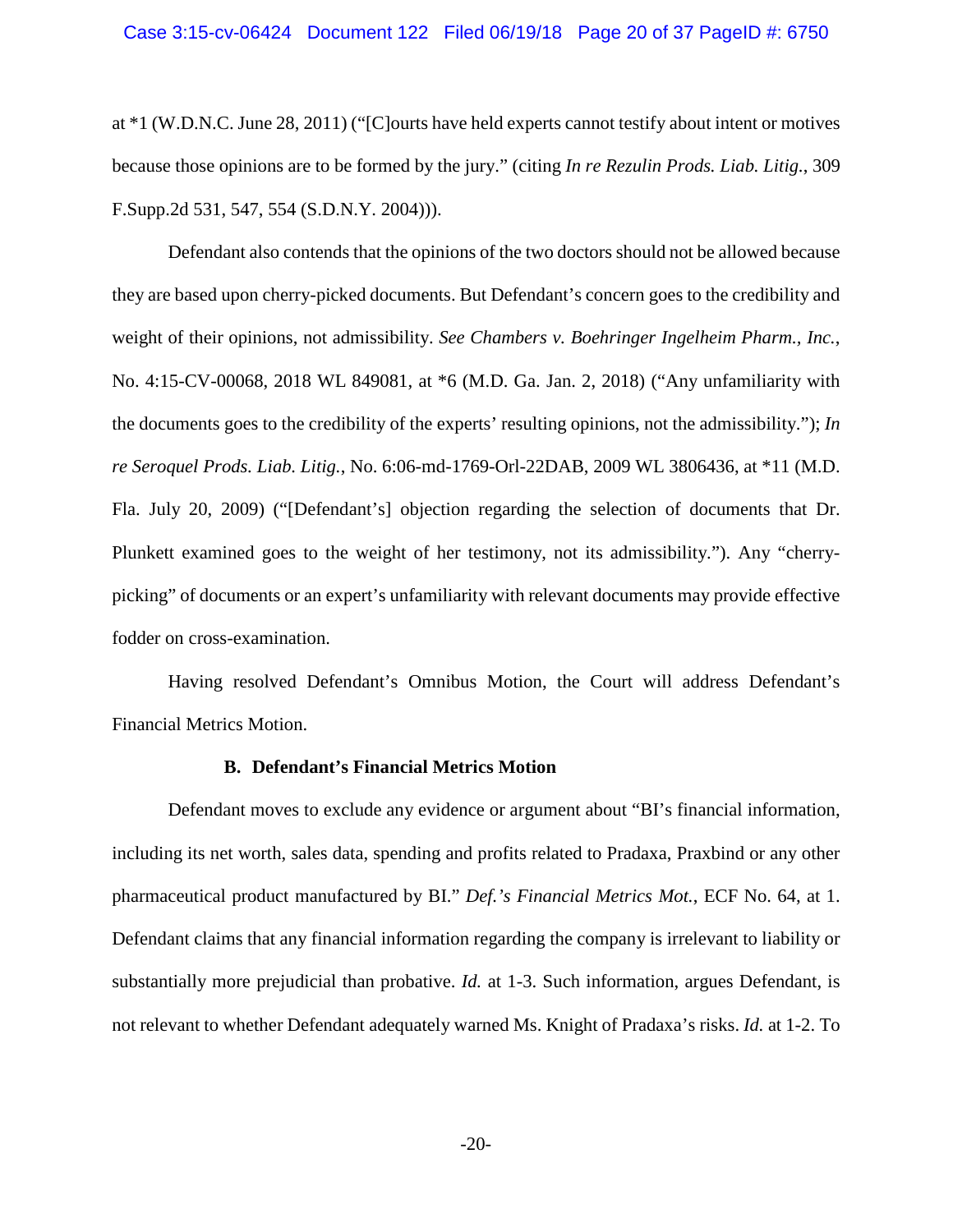at *1 (W.D.N.C. June 28, 2011) ("[C]ourts have held experts cannot testify about intent or motives because those opinions are to be formed by the jury." (citing *In re Rezulin Prods. Liab. Litig.*, 309 F.Supp.2d 531, 547, 554 (S.D.N.Y. 2004))).

Defendant also contends that the opinions of the two doctors should not be allowed because they are based upon cherry-picked documents. But Defendant's concern goes to the credibility and weight of their opinions, not admissibility. *See Chambers v. Boehringer Ingelheim Pharm., Inc.*, No. 4:15-CV-00068, 2018 WL 849081, at *6 (M.D. Ga. Jan. 2, 2018) ("Any unfamiliarity with the documents goes to the credibility of the experts' resulting opinions, not the admissibility."); *In re Seroquel Prods. Liab. Litig.*, No. 6:06-md-1769-Orl-22DAB, 2009 WL 3806436, at *11 (M.D. Fla. July 20, 2009) ("[Defendant's] objection regarding the selection of documents that Dr. Plunkett examined goes to the weight of her testimony, not its admissibility."). Any "cherry-picking" of documents or an expert's unfamiliarity with relevant documents may provide effective fodder on cross-examination.

Having resolved Defendant's Omnibus Motion, the Court will address Defendant's Financial Metrics Motion.

### B. Defendant's Financial Metrics Motion

Defendant moves to exclude any evidence or argument about "BI's financial information, including its net worth, sales data, spending and profits related to Pradaxa, Praxbind or any other pharmaceutical product manufactured by BI." *Def.'s Financial Metrics Mot.*, ECF No. 64, at 1. Defendant claims that any financial information regarding the company is irrelevant to liability or substantially more prejudicial than probative. *Id.* at 1-3. Such information, argues Defendant, is not relevant to whether Defendant adequately warned Ms. Knight of Pradaxa's risks. *Id.* at 1-2. To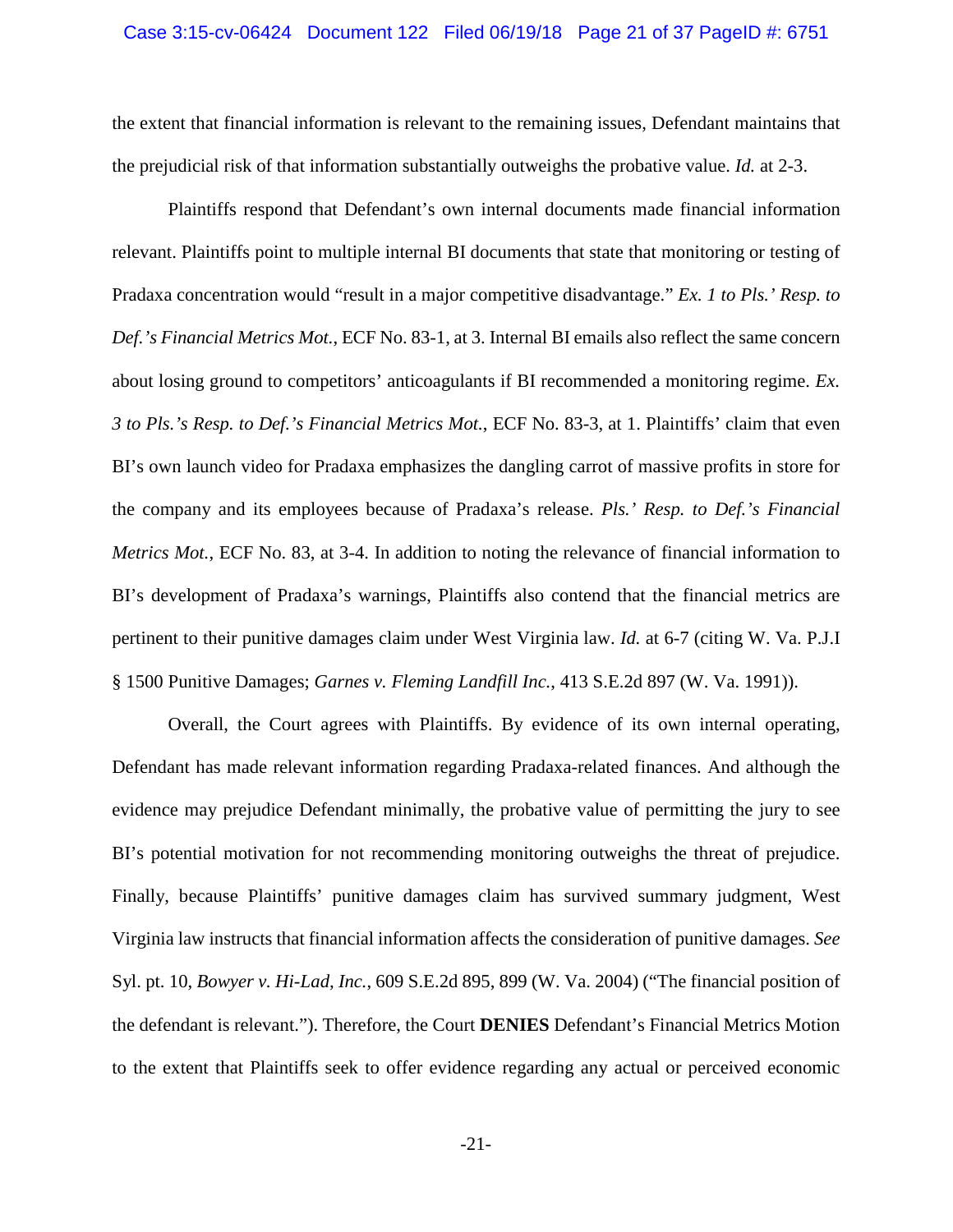the extent that financial information is relevant to the remaining issues, Defendant maintains that the prejudicial risk of that information substantially outweighs the probative value. *Id.* at 2-3.

Plaintiffs respond that Defendant's own internal documents made financial information relevant. Plaintiffs point to multiple internal BI documents that state that monitoring or testing of Pradaxa concentration would "result in a major competitive disadvantage." *Ex. 1 to Pls.' Resp. to Def.'s Financial Metrics Mot.*, ECF No. 83-1, at 3. Internal BI emails also reflect the same concern about losing ground to competitors' anticoagulants if BI recommended a monitoring regime. *Ex. 3 to Pls.'s Resp. to Def.'s Financial Metrics Mot.*, ECF No. 83-3, at 1. Plaintiffs' claim that even BI's own launch video for Pradaxa emphasizes the dangling carrot of massive profits in store for the company and its employees because of Pradaxa's release. *Pls.' Resp. to Def.'s Financial Metrics Mot.*, ECF No. 83, at 3-4. In addition to noting the relevance of financial information to BI's development of Pradaxa's warnings, Plaintiffs also contend that the financial metrics are pertinent to their punitive damages claim under West Virginia law. *Id.* at 6-7 (citing W. Va. P.J.I § 1500 Punitive Damages; *Garnes v. Fleming Landfill Inc.*, 413 S.E.2d 897 (W. Va. 1991)).

Overall, the Court agrees with Plaintiffs. By evidence of its own internal operating, Defendant has made relevant information regarding Pradaxa-related finances. And although the evidence may prejudice Defendant minimally, the probative value of permitting the jury to see BI's potential motivation for not recommending monitoring outweighs the threat of prejudice. Finally, because Plaintiffs' punitive damages claim has survived summary judgment, West Virginia law instructs that financial information affects the consideration of punitive damages. *See* Syl. pt. 10, *Bowyer v. Hi-Lad, Inc.*, 609 S.E.2d 895, 899 (W. Va. 2004) ("The financial position of the defendant is relevant."). Therefore, the Court **DENIES** Defendant's Financial Metrics Motion to the extent that Plaintiffs seek to offer evidence regarding any actual or perceived economic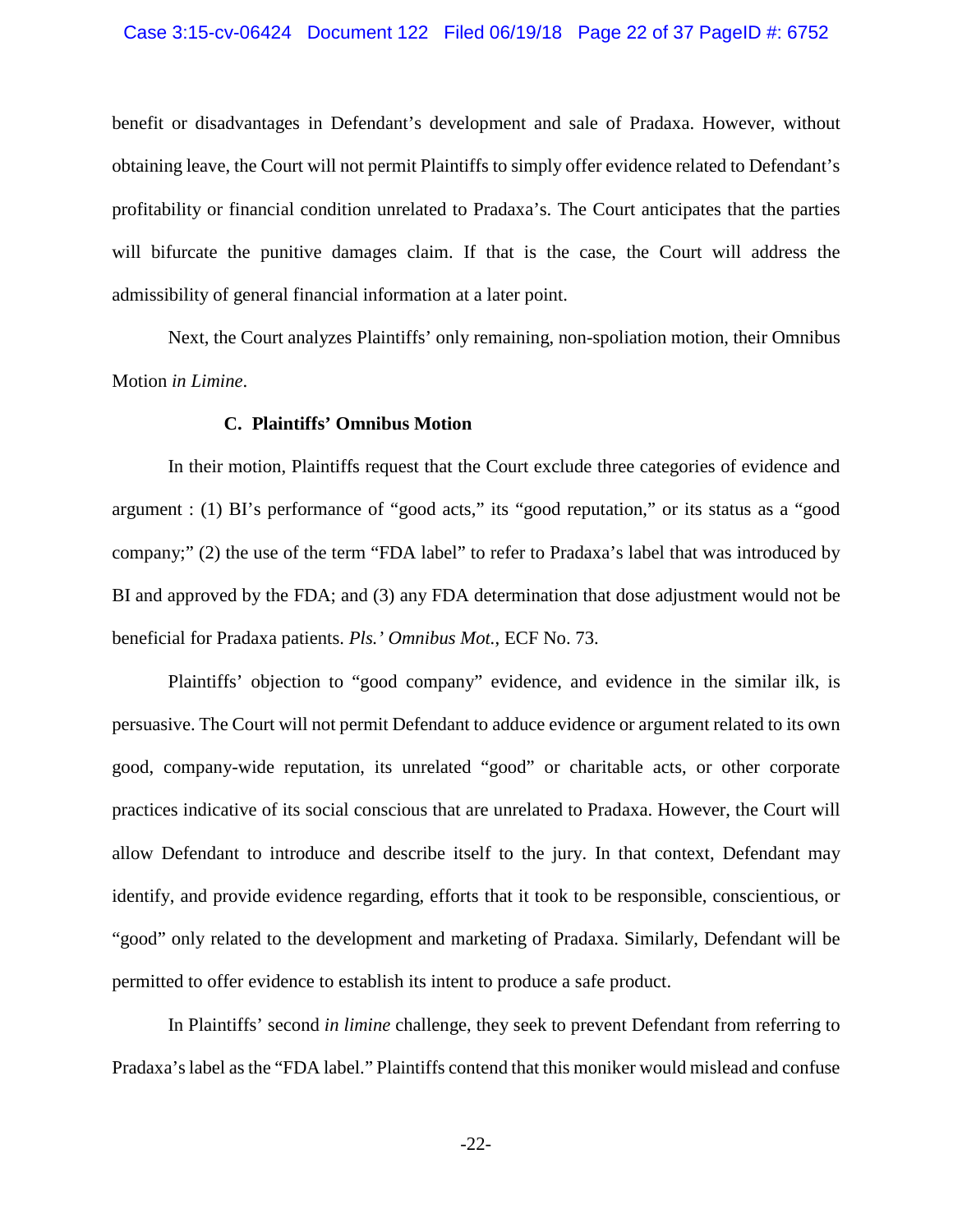benefit or disadvantages in Defendant's development and sale of Pradaxa. However, without obtaining leave, the Court will not permit Plaintiffs to simply offer evidence related to Defendant's profitability or financial condition unrelated to Pradaxa's. The Court anticipates that the parties will bifurcate the punitive damages claim. If that is the case, the Court will address the admissibility of general financial information at a later point.

Next, the Court analyzes Plaintiffs' only remaining, non-spoliation motion, their Omnibus Motion *in Limine*.

### C. Plaintiffs' Omnibus Motion

In their motion, Plaintiffs request that the Court exclude three categories of evidence and argument : (1) BI's performance of "good acts," its "good reputation," or its status as a "good company;" (2) the use of the term "FDA label" to refer to Pradaxa's label that was introduced by BI and approved by the FDA; and (3) any FDA determination that dose adjustment would not be beneficial for Pradaxa patients. *Pls.' Omnibus Mot.*, ECF No. 73.

Plaintiffs' objection to "good company" evidence, and evidence in the similar ilk, is persuasive. The Court will not permit Defendant to adduce evidence or argument related to its own good, company-wide reputation, its unrelated "good" or charitable acts, or other corporate practices indicative of its social conscious that are unrelated to Pradaxa. However, the Court will allow Defendant to introduce and describe itself to the jury. In that context, Defendant may identify, and provide evidence regarding, efforts that it took to be responsible, conscientious, or "good" only related to the development and marketing of Pradaxa. Similarly, Defendant will be permitted to offer evidence to establish its intent to produce a safe product.

In Plaintiffs' second *in limine* challenge, they seek to prevent Defendant from referring to Pradaxa's label as the "FDA label." Plaintiffs contend that this moniker would mislead and confuse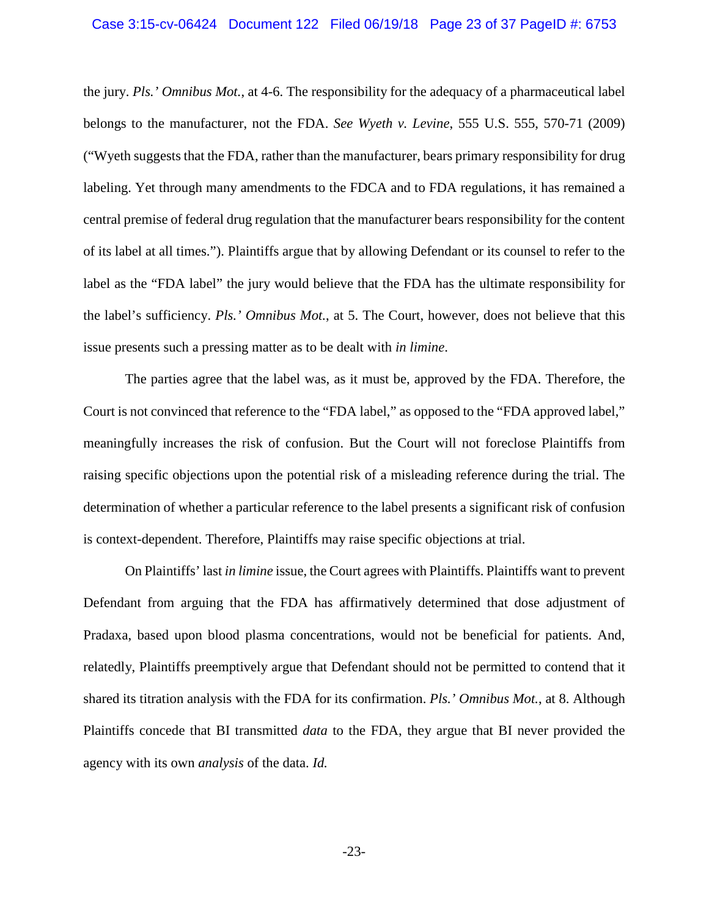the jury. *Pls.' Omnibus Mot.*, at 4-6. The responsibility for the adequacy of a pharmaceutical label belongs to the manufacturer, not the FDA. *See Wyeth v. Levine*, 555 U.S. 555, 570-71 (2009) ("Wyeth suggests that the FDA, rather than the manufacturer, bears primary responsibility for drug labeling. Yet through many amendments to the FDCA and to FDA regulations, it has remained a central premise of federal drug regulation that the manufacturer bears responsibility for the content of its label at all times."). Plaintiffs argue that by allowing Defendant or its counsel to refer to the label as the "FDA label" the jury would believe that the FDA has the ultimate responsibility for the label's sufficiency. *Pls.' Omnibus Mot.*, at 5. The Court, however, does not believe that this issue presents such a pressing matter as to be dealt with *in limine*.

The parties agree that the label was, as it must be, approved by the FDA. Therefore, the Court is not convinced that reference to the "FDA label," as opposed to the "FDA approved label," meaningfully increases the risk of confusion. But the Court will not foreclose Plaintiffs from raising specific objections upon the potential risk of a misleading reference during the trial. The determination of whether a particular reference to the label presents a significant risk of confusion is context-dependent. Therefore, Plaintiffs may raise specific objections at trial.

On Plaintiffs' last *in limine* issue, the Court agrees with Plaintiffs. Plaintiffs want to prevent Defendant from arguing that the FDA has affirmatively determined that dose adjustment of Pradaxa, based upon blood plasma concentrations, would not be beneficial for patients. And, relatedly, Plaintiffs preemptively argue that Defendant should not be permitted to contend that it shared its titration analysis with the FDA for its confirmation. *Pls.' Omnibus Mot.*, at 8. Although Plaintiffs concede that BI transmitted *data* to the FDA, they argue that BI never provided the agency with its own *analysis* of the data. *Id.*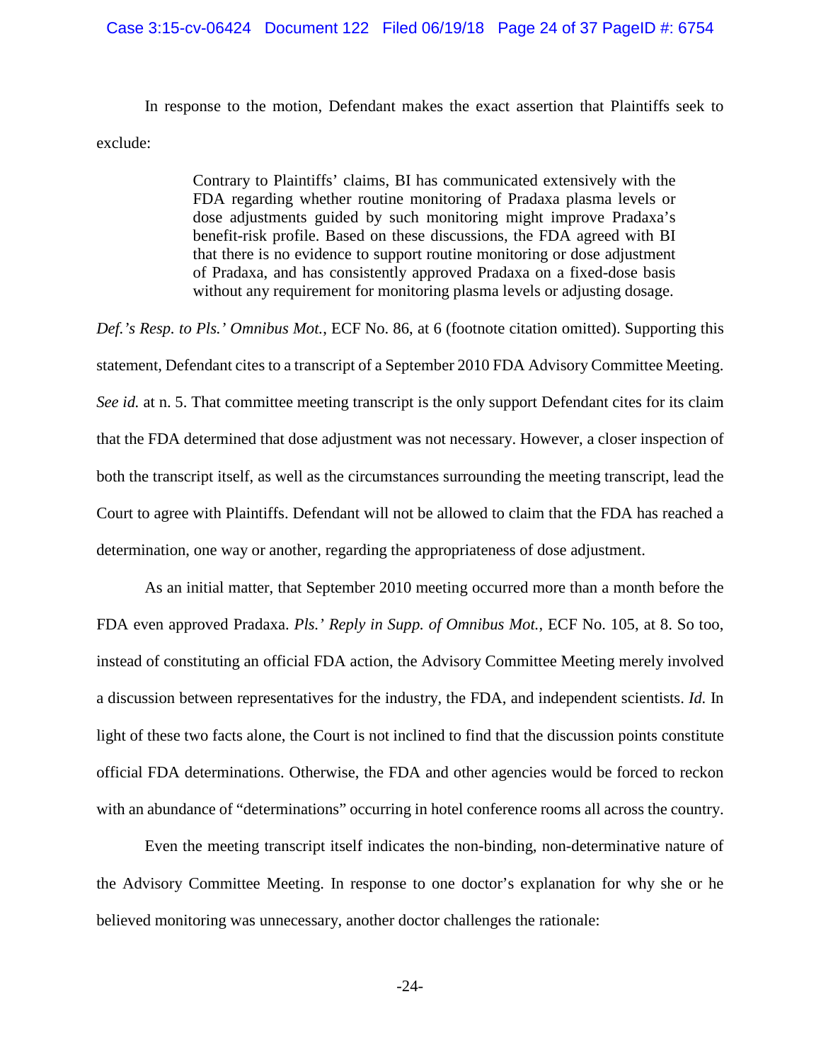In response to the motion, Defendant makes the exact assertion that Plaintiffs seek to exclude:

> Contrary to Plaintiffs' claims, BI has communicated extensively with the FDA regarding whether routine monitoring of Pradaxa plasma levels or dose adjustments guided by such monitoring might improve Pradaxa's benefit-risk profile. Based on these discussions, the FDA agreed with BI that there is no evidence to support routine monitoring or dose adjustment of Pradaxa, and has consistently approved Pradaxa on a fixed-dose basis without any requirement for monitoring plasma levels or adjusting dosage.

*Def.'s Resp. to Pls.' Omnibus Mot.*, ECF No. 86, at 6 (footnote citation omitted). Supporting this statement, Defendant cites to a transcript of a September 2010 FDA Advisory Committee Meeting. *See id.* at n. 5. That committee meeting transcript is the only support Defendant cites for its claim that the FDA determined that dose adjustment was not necessary. However, a closer inspection of both the transcript itself, as well as the circumstances surrounding the meeting transcript, lead the Court to agree with Plaintiffs. Defendant will not be allowed to claim that the FDA has reached a determination, one way or another, regarding the appropriateness of dose adjustment.

As an initial matter, that September 2010 meeting occurred more than a month before the FDA even approved Pradaxa. *Pls.' Reply in Supp. of Omnibus Mot.*, ECF No. 105, at 8. So too, instead of constituting an official FDA action, the Advisory Committee Meeting merely involved a discussion between representatives for the industry, the FDA, and independent scientists. *Id.* In light of these two facts alone, the Court is not inclined to find that the discussion points constitute official FDA determinations. Otherwise, the FDA and other agencies would be forced to reckon with an abundance of "determinations" occurring in hotel conference rooms all across the country.

Even the meeting transcript itself indicates the non-binding, non-determinative nature of the Advisory Committee Meeting. In response to one doctor's explanation for why she or he believed monitoring was unnecessary, another doctor challenges the rationale: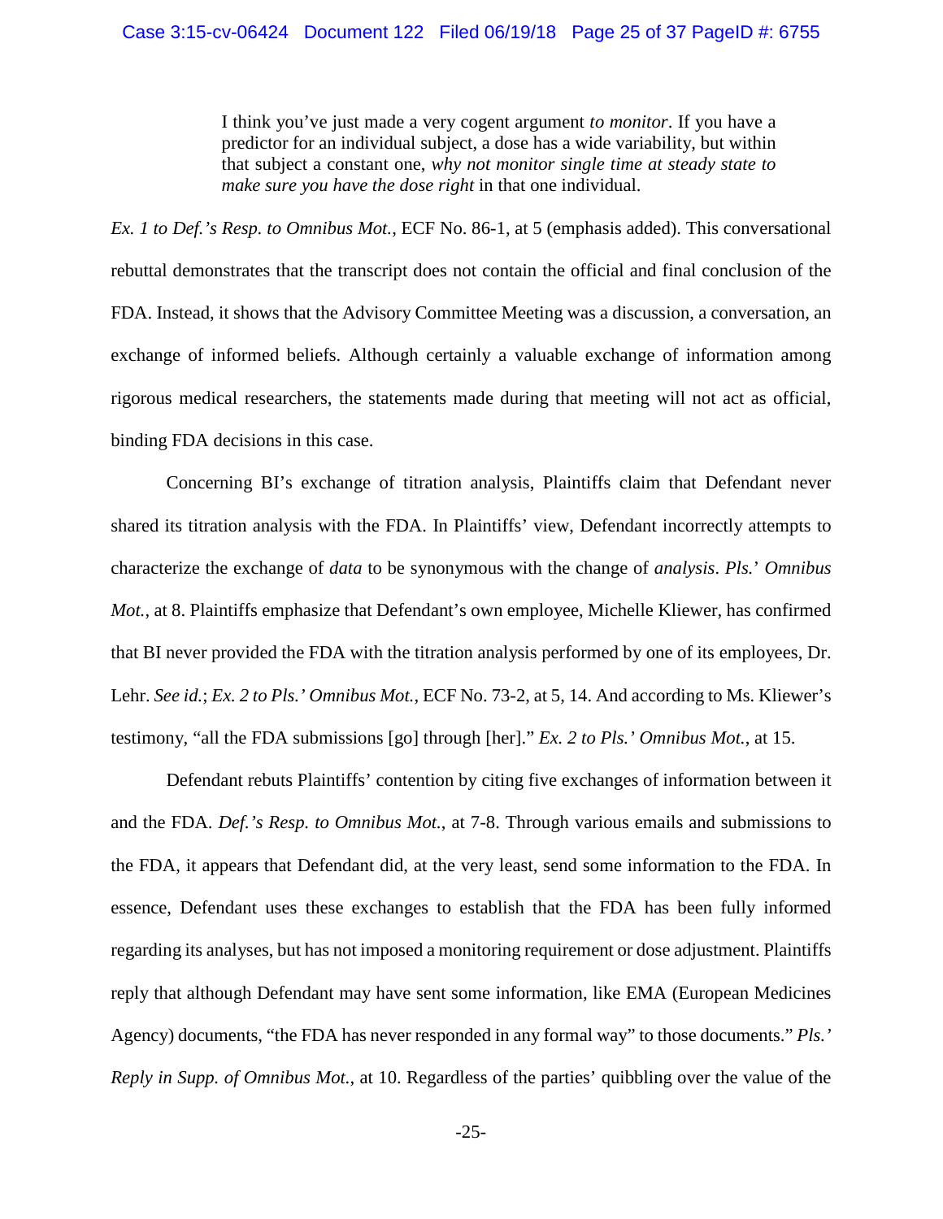> I think you've just made a very cogent argument *to monitor*. If you have a predictor for an individual subject, a dose has a wide variability, but within that subject a constant one, *why not monitor single time at steady state to make sure you have the dose right* in that one individual.

*Ex. 1 to Def.'s Resp. to Omnibus Mot.*, ECF No. 86-1, at 5 (emphasis added). This conversational rebuttal demonstrates that the transcript does not contain the official and final conclusion of the FDA. Instead, it shows that the Advisory Committee Meeting was a discussion, a conversation, an exchange of informed beliefs. Although certainly a valuable exchange of information among rigorous medical researchers, the statements made during that meeting will not act as official, binding FDA decisions in this case.

Concerning BI's exchange of titration analysis, Plaintiffs claim that Defendant never shared its titration analysis with the FDA. In Plaintiffs' view, Defendant incorrectly attempts to characterize the exchange of *data* to be synonymous with the change of *analysis*. *Pls.' Omnibus Mot.*, at 8. Plaintiffs emphasize that Defendant's own employee, Michelle Kliewer, has confirmed that BI never provided the FDA with the titration analysis performed by one of its employees, Dr. Lehr. *See id.*; *Ex. 2 to Pls.' Omnibus Mot.*, ECF No. 73-2, at 5, 14. And according to Ms. Kliewer's testimony, "all the FDA submissions [go] through [her]." *Ex. 2 to Pls.' Omnibus Mot.*, at 15.

Defendant rebuts Plaintiffs' contention by citing five exchanges of information between it and the FDA. *Def.'s Resp. to Omnibus Mot.*, at 7-8. Through various emails and submissions to the FDA, it appears that Defendant did, at the very least, send some information to the FDA. In essence, Defendant uses these exchanges to establish that the FDA has been fully informed regarding its analyses, but has not imposed a monitoring requirement or dose adjustment. Plaintiffs reply that although Defendant may have sent some information, like EMA (European Medicines Agency) documents, "the FDA has never responded in any formal way" to those documents." *Pls.' Reply in Supp. of Omnibus Mot.*, at 10. Regardless of the parties' quibbling over the value of the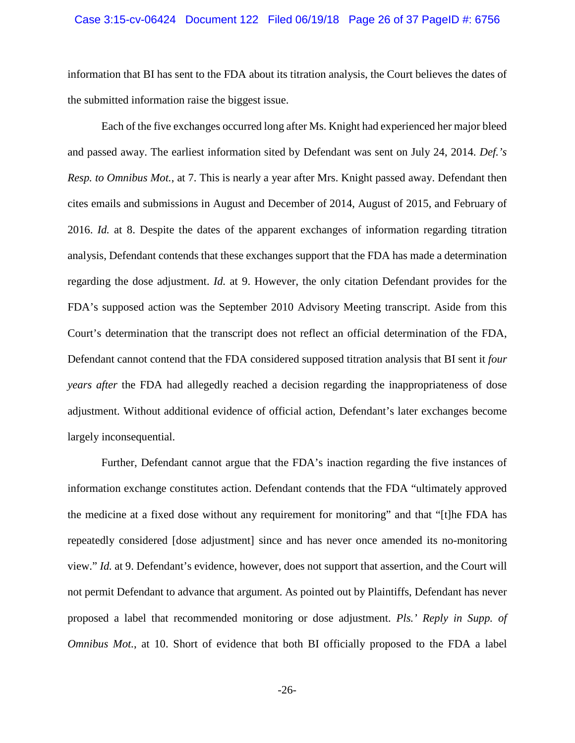information that BI has sent to the FDA about its titration analysis, the Court believes the dates of the submitted information raise the biggest issue.

Each of the five exchanges occurred long after Ms. Knight had experienced her major bleed and passed away. The earliest information sited by Defendant was sent on July 24, 2014. *Def.'s Resp. to Omnibus Mot.*, at 7. This is nearly a year after Mrs. Knight passed away. Defendant then cites emails and submissions in August and December of 2014, August of 2015, and February of 2016. *Id.* at 8. Despite the dates of the apparent exchanges of information regarding titration analysis, Defendant contends that these exchanges support that the FDA has made a determination regarding the dose adjustment. *Id.* at 9. However, the only citation Defendant provides for the FDA's supposed action was the September 2010 Advisory Meeting transcript. Aside from this Court's determination that the transcript does not reflect an official determination of the FDA, Defendant cannot contend that the FDA considered supposed titration analysis that BI sent it *four years after* the FDA had allegedly reached a decision regarding the inappropriateness of dose adjustment. Without additional evidence of official action, Defendant's later exchanges become largely inconsequential.

Further, Defendant cannot argue that the FDA's inaction regarding the five instances of information exchange constitutes action. Defendant contends that the FDA "ultimately approved the medicine at a fixed dose without any requirement for monitoring" and that "[t]he FDA has repeatedly considered [dose adjustment] since and has never once amended its no-monitoring view." *Id.* at 9. Defendant's evidence, however, does not support that assertion, and the Court will not permit Defendant to advance that argument. As pointed out by Plaintiffs, Defendant has never proposed a label that recommended monitoring or dose adjustment. *Pls.' Reply in Supp. of Omnibus Mot.*, at 10. Short of evidence that both BI officially proposed to the FDA a label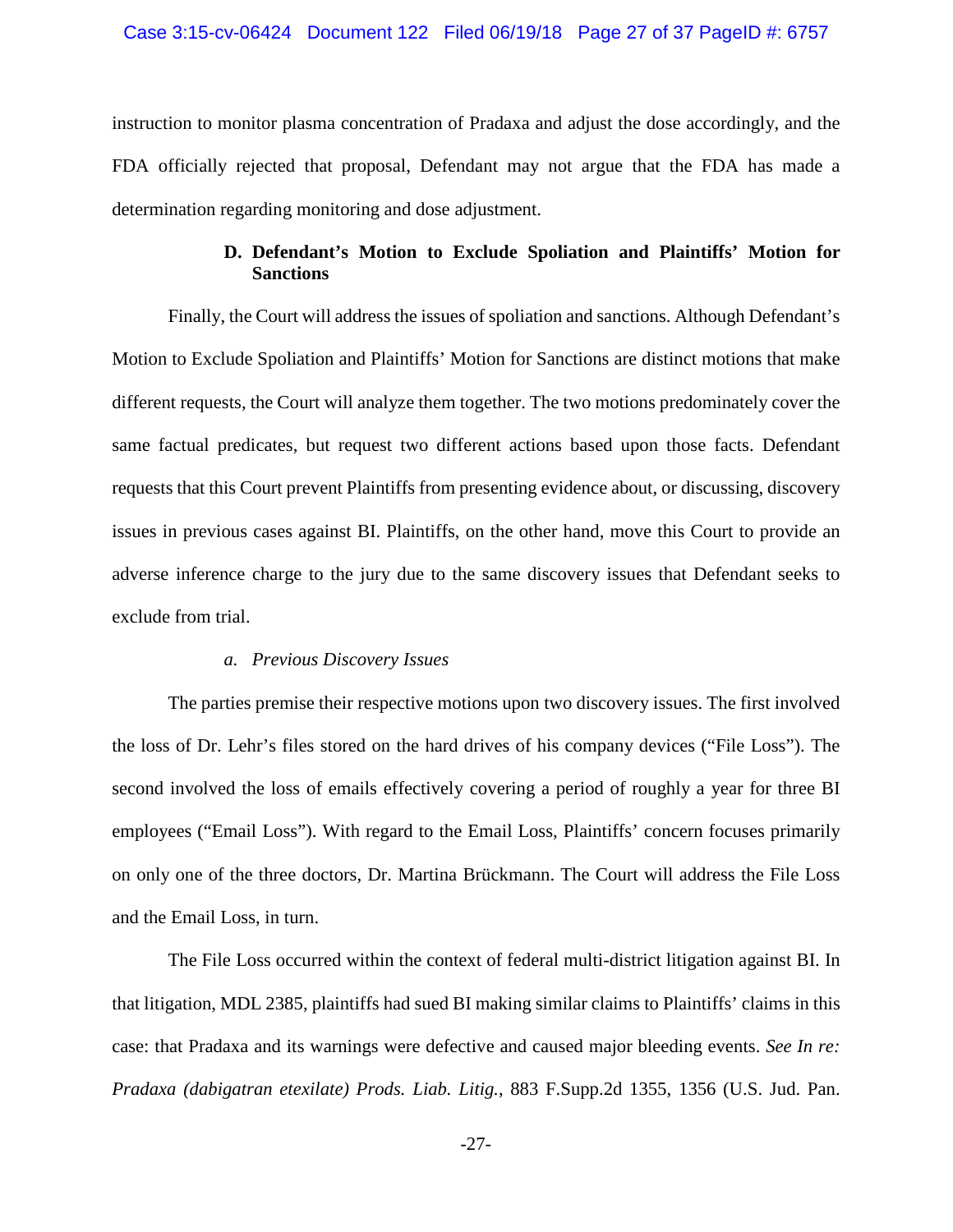instruction to monitor plasma concentration of Pradaxa and adjust the dose accordingly, and the FDA officially rejected that proposal, Defendant may not argue that the FDA has made a determination regarding monitoring and dose adjustment.

### D. Defendant's Motion to Exclude Spoliation and Plaintiffs' Motion for Sanctions

Finally, the Court will address the issues of spoliation and sanctions. Although Defendant's Motion to Exclude Spoliation and Plaintiffs' Motion for Sanctions are distinct motions that make different requests, the Court will analyze them together. The two motions predominately cover the same factual predicates, but request two different actions based upon those facts. Defendant requests that this Court prevent Plaintiffs from presenting evidence about, or discussing, discovery issues in previous cases against BI. Plaintiffs, on the other hand, move this Court to provide an adverse inference charge to the jury due to the same discovery issues that Defendant seeks to exclude from trial.

#### *a. Previous Discovery Issues*

The parties premise their respective motions upon two discovery issues. The first involved the loss of Dr. Lehr's files stored on the hard drives of his company devices ("File Loss"). The second involved the loss of emails effectively covering a period of roughly a year for three BI employees ("Email Loss"). With regard to the Email Loss, Plaintiffs' concern focuses primarily on only one of the three doctors, Dr. Martina Brückmann. The Court will address the File Loss and the Email Loss, in turn.

The File Loss occurred within the context of federal multi-district litigation against BI. In that litigation, MDL 2385, plaintiffs had sued BI making similar claims to Plaintiffs' claims in this case: that Pradaxa and its warnings were defective and caused major bleeding events. *See In re: Pradaxa (dabigatran etexilate) Prods. Liab. Litig.*, 883 F.Supp.2d 1355, 1356 (U.S. Jud. Pan.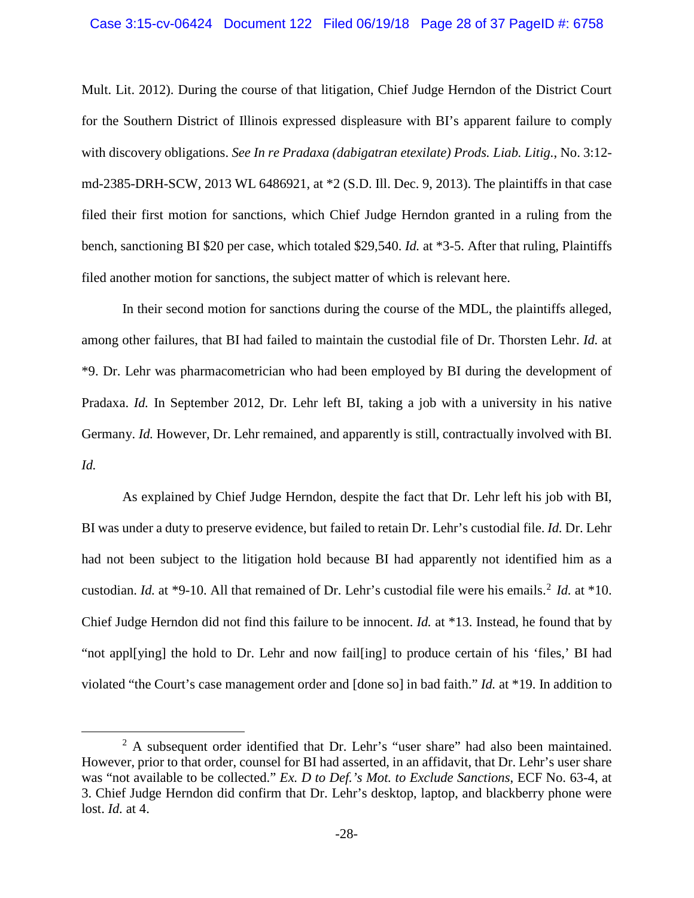Mult. Lit. 2012). During the course of that litigation, Chief Judge Herndon of the District Court for the Southern District of Illinois expressed displeasure with BI's apparent failure to comply with discovery obligations. *See In re Pradaxa (dabigatran etexilate) Prods. Liab. Litig.*, No. 3:12-md-2385-DRH-SCW, 2013 WL 6486921, at *2 (S.D. Ill. Dec. 9, 2013). The plaintiffs in that case filed their first motion for sanctions, which Chief Judge Herndon granted in a ruling from the bench, sanctioning BI $20 per case, which totaled $29,540. *Id.* at *3-5. After that ruling, Plaintiffs filed another motion for sanctions, the subject matter of which is relevant here.

In their second motion for sanctions during the course of the MDL, the plaintiffs alleged, among other failures, that BI had failed to maintain the custodial file of Dr. Thorsten Lehr. *Id.* at *9. Dr. Lehr was pharmacometrician who had been employed by BI during the development of Pradaxa. *Id.* In September 2012, Dr. Lehr left BI, taking a job with a university in his native Germany. *Id.* However, Dr. Lehr remained, and apparently is still, contractually involved with BI. *Id.*

As explained by Chief Judge Herndon, despite the fact that Dr. Lehr left his job with BI, BI was under a duty to preserve evidence, but failed to retain Dr. Lehr's custodial file. *Id.* Dr. Lehr had not been subject to the litigation hold because BI had apparently not identified him as a custodian. *Id.* at *9-10. All that remained of Dr. Lehr's custodial file were his emails.[2] *Id.* at *10. Chief Judge Herndon did not find this failure to be innocent. *Id.* at *13. Instead, he found that by "not appl[ying] the hold to Dr. Lehr and now fail[ing] to produce certain of his 'files,' BI had violated "the Court's case management order and [done so] in bad faith." *Id.* at *19. In addition to

[2] A subsequent order identified that Dr. Lehr's "user share" had also been maintained. However, prior to that order, counsel for BI had asserted, in an affidavit, that Dr. Lehr's user share was "not available to be collected." *Ex. D to Def.'s Mot. to Exclude Sanctions*, ECF No. 63-4, at 3. Chief Judge Herndon did confirm that Dr. Lehr's desktop, laptop, and blackberry phone were lost. *Id.* at 4.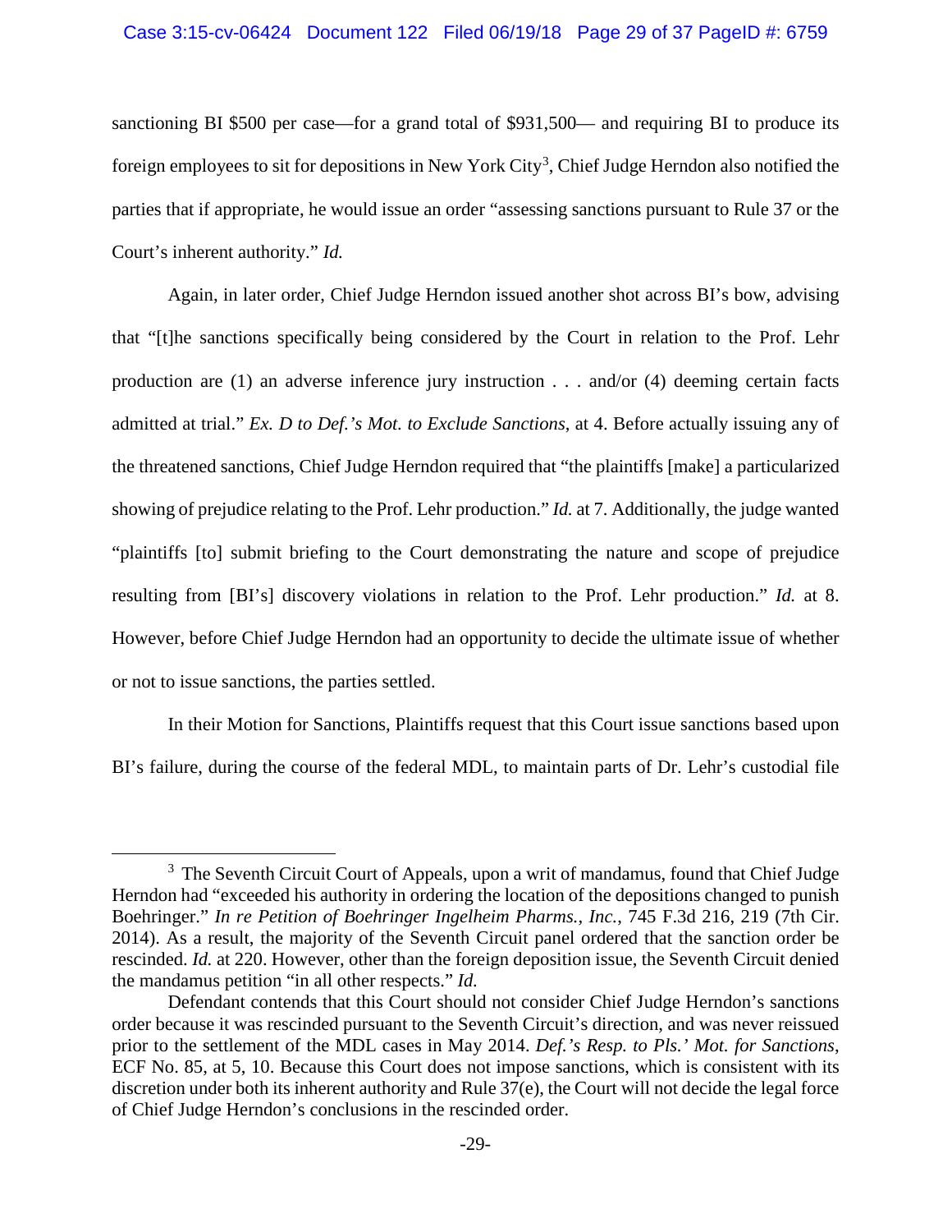sanctioning BI $500 per case—for a grand total of $931,500— and requiring BI to produce its foreign employees to sit for depositions in New York City[3], Chief Judge Herndon also notified the parties that if appropriate, he would issue an order "assessing sanctions pursuant to Rule 37 or the Court's inherent authority." *Id.*

Again, in later order, Chief Judge Herndon issued another shot across BI's bow, advising that "[t]he sanctions specifically being considered by the Court in relation to the Prof. Lehr production are (1) an adverse inference jury instruction . . . and/or (4) deeming certain facts admitted at trial." *Ex. D to Def.'s Mot. to Exclude Sanctions*, at 4. Before actually issuing any of the threatened sanctions, Chief Judge Herndon required that "the plaintiffs [make] a particularized showing of prejudice relating to the Prof. Lehr production." *Id.* at 7. Additionally, the judge wanted "plaintiffs [to] submit briefing to the Court demonstrating the nature and scope of prejudice resulting from [BI's] discovery violations in relation to the Prof. Lehr production." *Id.* at 8. However, before Chief Judge Herndon had an opportunity to decide the ultimate issue of whether or not to issue sanctions, the parties settled.

In their Motion for Sanctions, Plaintiffs request that this Court issue sanctions based upon BI's failure, during the course of the federal MDL, to maintain parts of Dr. Lehr's custodial file

---

[3] The Seventh Circuit Court of Appeals, upon a writ of mandamus, found that Chief Judge Herndon had "exceeded his authority in ordering the location of the depositions changed to punish Boehringer." *In re Petition of Boehringer Ingelheim Pharms., Inc.*, 745 F.3d 216, 219 (7th Cir. 2014). As a result, the majority of the Seventh Circuit panel ordered that the sanction order be rescinded. *Id.* at 220. However, other than the foreign deposition issue, the Seventh Circuit denied the mandamus petition "in all other respects." *Id.*

Defendant contends that this Court should not consider Chief Judge Herndon's sanctions order because it was rescinded pursuant to the Seventh Circuit's direction, and was never reissued prior to the settlement of the MDL cases in May 2014. *Def.'s Resp. to Pls.' Mot. for Sanctions*, ECF No. 85, at 5, 10. Because this Court does not impose sanctions, which is consistent with its discretion under both its inherent authority and Rule 37(e), the Court will not decide the legal force of Chief Judge Herndon's conclusions in the rescinded order.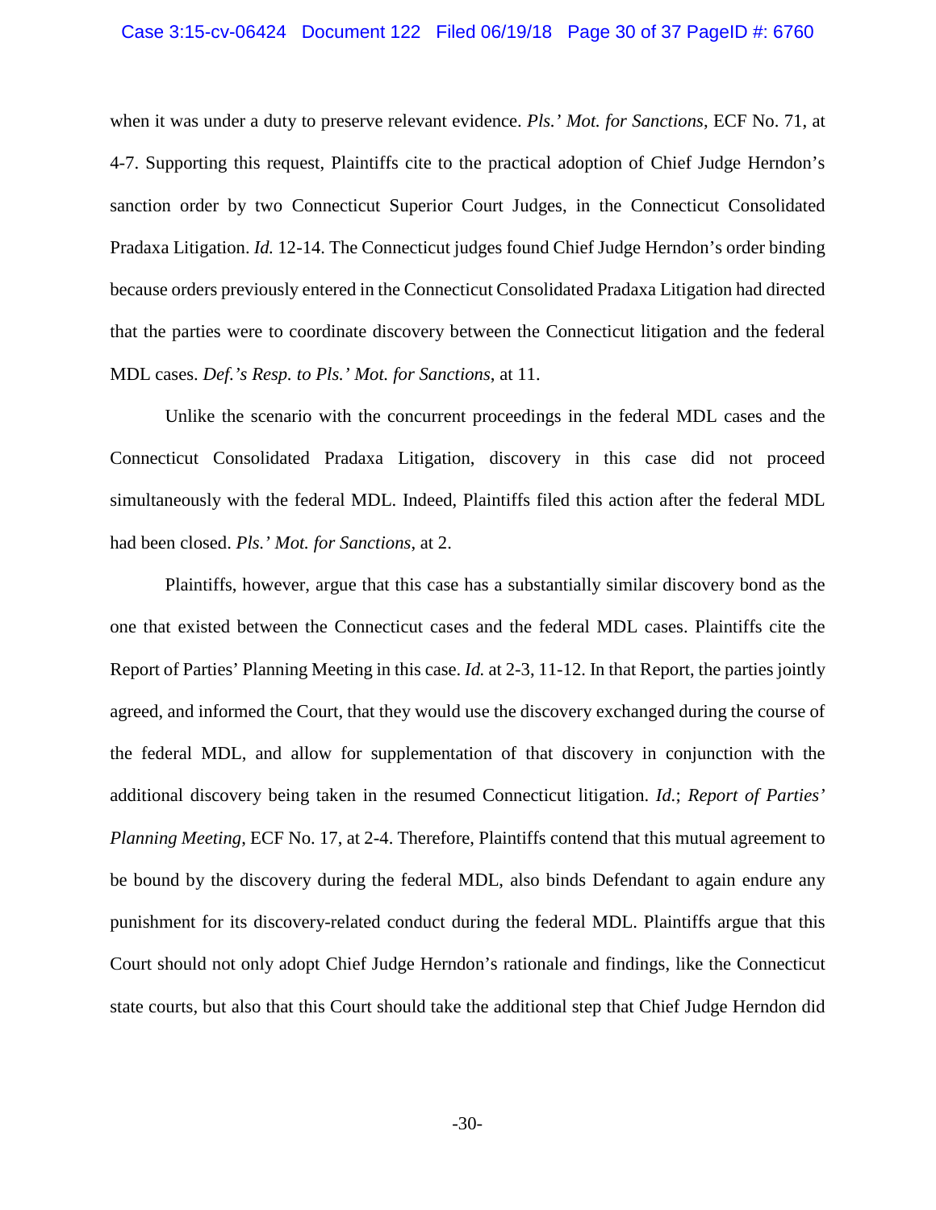when it was under a duty to preserve relevant evidence. *Pls.' Mot. for Sanctions*, ECF No. 71, at 4-7. Supporting this request, Plaintiffs cite to the practical adoption of Chief Judge Herndon's sanction order by two Connecticut Superior Court Judges, in the Connecticut Consolidated Pradaxa Litigation. *Id.* 12-14. The Connecticut judges found Chief Judge Herndon's order binding because orders previously entered in the Connecticut Consolidated Pradaxa Litigation had directed that the parties were to coordinate discovery between the Connecticut litigation and the federal MDL cases. *Def.'s Resp. to Pls.' Mot. for Sanctions*, at 11.

Unlike the scenario with the concurrent proceedings in the federal MDL cases and the Connecticut Consolidated Pradaxa Litigation, discovery in this case did not proceed simultaneously with the federal MDL. Indeed, Plaintiffs filed this action after the federal MDL had been closed. *Pls.' Mot. for Sanctions*, at 2.

Plaintiffs, however, argue that this case has a substantially similar discovery bond as the one that existed between the Connecticut cases and the federal MDL cases. Plaintiffs cite the Report of Parties' Planning Meeting in this case. *Id.* at 2-3, 11-12. In that Report, the parties jointly agreed, and informed the Court, that they would use the discovery exchanged during the course of the federal MDL, and allow for supplementation of that discovery in conjunction with the additional discovery being taken in the resumed Connecticut litigation. *Id.*; *Report of Parties' Planning Meeting*, ECF No. 17, at 2-4. Therefore, Plaintiffs contend that this mutual agreement to be bound by the discovery during the federal MDL, also binds Defendant to again endure any punishment for its discovery-related conduct during the federal MDL. Plaintiffs argue that this Court should not only adopt Chief Judge Herndon's rationale and findings, like the Connecticut state courts, but also that this Court should take the additional step that Chief Judge Herndon did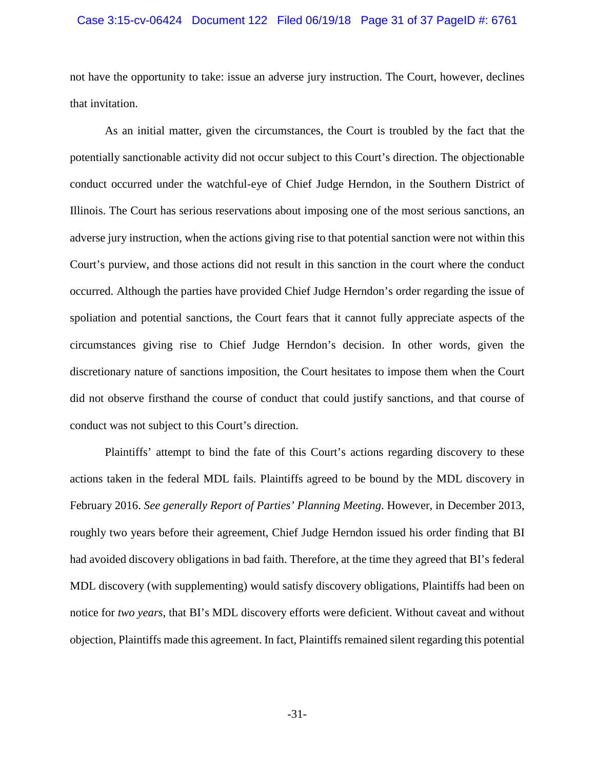not have the opportunity to take: issue an adverse jury instruction. The Court, however, declines that invitation.

As an initial matter, given the circumstances, the Court is troubled by the fact that the potentially sanctionable activity did not occur subject to this Court's direction. The objectionable conduct occurred under the watchful-eye of Chief Judge Herndon, in the Southern District of Illinois. The Court has serious reservations about imposing one of the most serious sanctions, an adverse jury instruction, when the actions giving rise to that potential sanction were not within this Court's purview, and those actions did not result in this sanction in the court where the conduct occurred. Although the parties have provided Chief Judge Herndon's order regarding the issue of spoliation and potential sanctions, the Court fears that it cannot fully appreciate aspects of the circumstances giving rise to Chief Judge Herndon's decision. In other words, given the discretionary nature of sanctions imposition, the Court hesitates to impose them when the Court did not observe firsthand the course of conduct that could justify sanctions, and that course of conduct was not subject to this Court's direction.

Plaintiffs' attempt to bind the fate of this Court's actions regarding discovery to these actions taken in the federal MDL fails. Plaintiffs agreed to be bound by the MDL discovery in February 2016. *See generally Report of Parties' Planning Meeting*. However, in December 2013, roughly two years before their agreement, Chief Judge Herndon issued his order finding that BI had avoided discovery obligations in bad faith. Therefore, at the time they agreed that BI's federal MDL discovery (with supplementing) would satisfy discovery obligations, Plaintiffs had been on notice for *two years*, that BI's MDL discovery efforts were deficient. Without caveat and without objection, Plaintiffs made this agreement. In fact, Plaintiffs remained silent regarding this potential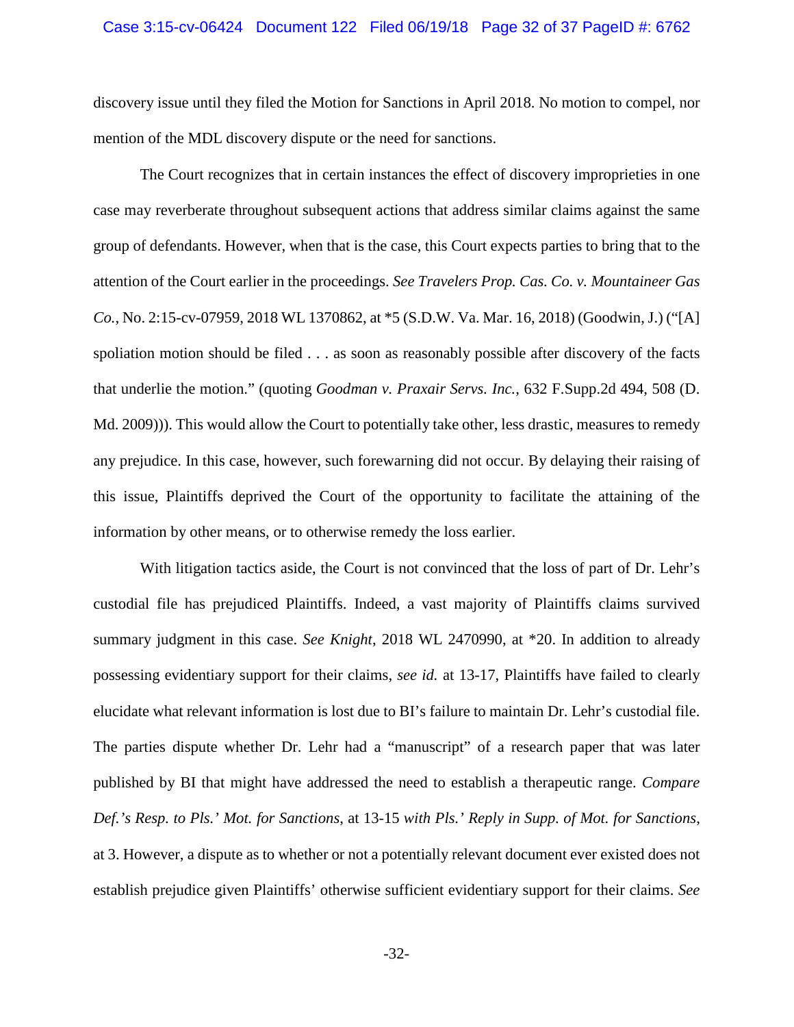discovery issue until they filed the Motion for Sanctions in April 2018. No motion to compel, nor mention of the MDL discovery dispute or the need for sanctions.

The Court recognizes that in certain instances the effect of discovery improprieties in one case may reverberate throughout subsequent actions that address similar claims against the same group of defendants. However, when that is the case, this Court expects parties to bring that to the attention of the Court earlier in the proceedings. *See Travelers Prop. Cas. Co. v. Mountaineer Gas Co.*, No. 2:15-cv-07959, 2018 WL 1370862, at *5 (S.D.W. Va. Mar. 16, 2018) (Goodwin, J.) ("[A] spoliation motion should be filed . . . as soon as reasonably possible after discovery of the facts that underlie the motion." (quoting *Goodman v. Praxair Servs. Inc.*, 632 F.Supp.2d 494, 508 (D. Md. 2009))). This would allow the Court to potentially take other, less drastic, measures to remedy any prejudice. In this case, however, such forewarning did not occur. By delaying their raising of this issue, Plaintiffs deprived the Court of the opportunity to facilitate the attaining of the information by other means, or to otherwise remedy the loss earlier.

With litigation tactics aside, the Court is not convinced that the loss of part of Dr. Lehr's custodial file has prejudiced Plaintiffs. Indeed, a vast majority of Plaintiffs claims survived summary judgment in this case. *See Knight*, 2018 WL 2470990, at *20. In addition to already possessing evidentiary support for their claims, *see id.* at 13-17, Plaintiffs have failed to clearly elucidate what relevant information is lost due to BI's failure to maintain Dr. Lehr's custodial file. The parties dispute whether Dr. Lehr had a "manuscript" of a research paper that was later published by BI that might have addressed the need to establish a therapeutic range. *Compare Def.'s Resp. to Pls.' Mot. for Sanctions*, at 13-15 *with Pls.' Reply in Supp. of Mot. for Sanctions*, at 3. However, a dispute as to whether or not a potentially relevant document ever existed does not establish prejudice given Plaintiffs' otherwise sufficient evidentiary support for their claims. *See*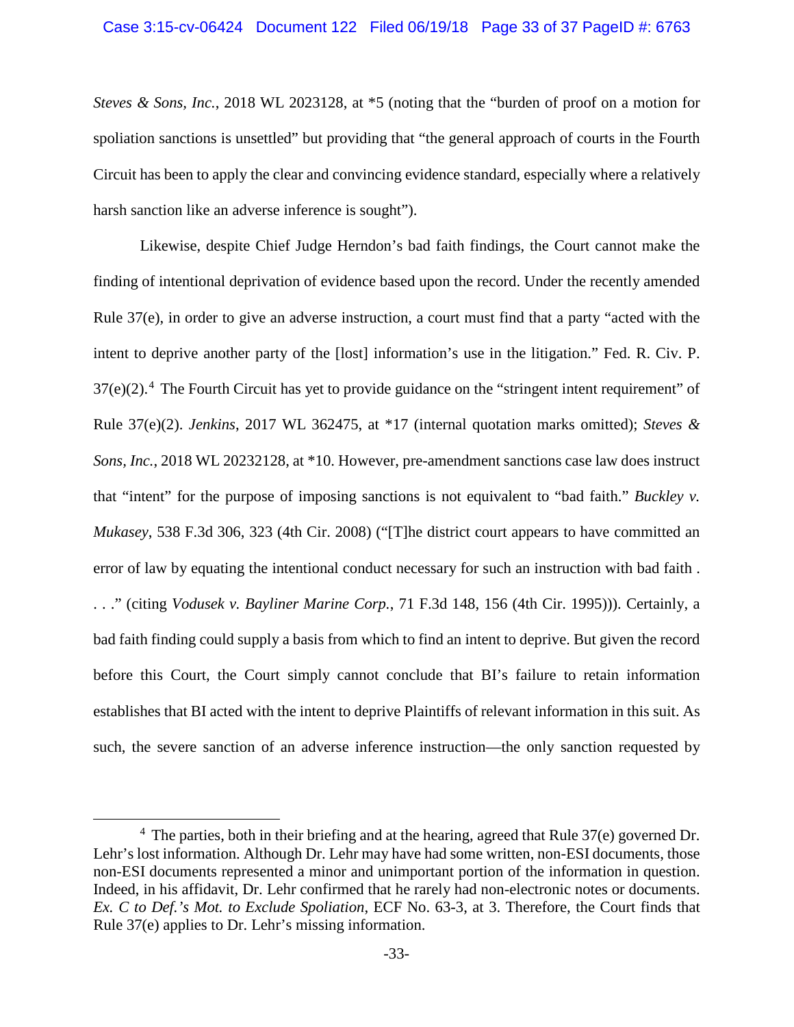*Steves & Sons, Inc.*, 2018 WL 2023128, at *5 (noting that the "burden of proof on a motion for spoliation sanctions is unsettled" but providing that "the general approach of courts in the Fourth Circuit has been to apply the clear and convincing evidence standard, especially where a relatively harsh sanction like an adverse inference is sought").

Likewise, despite Chief Judge Herndon's bad faith findings, the Court cannot make the finding of intentional deprivation of evidence based upon the record. Under the recently amended Rule 37(e), in order to give an adverse instruction, a court must find that a party "acted with the intent to deprive another party of the [lost] information's use in the litigation." Fed. R. Civ. P. 37(e)(2).[4] The Fourth Circuit has yet to provide guidance on the "stringent intent requirement" of Rule 37(e)(2). *Jenkins*, 2017 WL 362475, at *17 (internal quotation marks omitted); *Steves & Sons, Inc.*, 2018 WL 20232128, at *10. However, pre-amendment sanctions case law does instruct that "intent" for the purpose of imposing sanctions is not equivalent to "bad faith." *Buckley v. Mukasey*, 538 F.3d 306, 323 (4th Cir. 2008) ("[T]he district court appears to have committed an error of law by equating the intentional conduct necessary for such an instruction with bad faith . . . ." (citing *Vodusek v. Bayliner Marine Corp.*, 71 F.3d 148, 156 (4th Cir. 1995))). Certainly, a bad faith finding could supply a basis from which to find an intent to deprive. But given the record before this Court, the Court simply cannot conclude that BI's failure to retain information establishes that BI acted with the intent to deprive Plaintiffs of relevant information in this suit. As such, the severe sanction of an adverse inference instruction—the only sanction requested by

[4] The parties, both in their briefing and at the hearing, agreed that Rule 37(e) governed Dr. Lehr's lost information. Although Dr. Lehr may have had some written, non-ESI documents, those non-ESI documents represented a minor and unimportant portion of the information in question. Indeed, in his affidavit, Dr. Lehr confirmed that he rarely had non-electronic notes or documents. *Ex. C to Def.'s Mot. to Exclude Spoliation*, ECF No. 63-3, at 3. Therefore, the Court finds that Rule 37(e) applies to Dr. Lehr's missing information.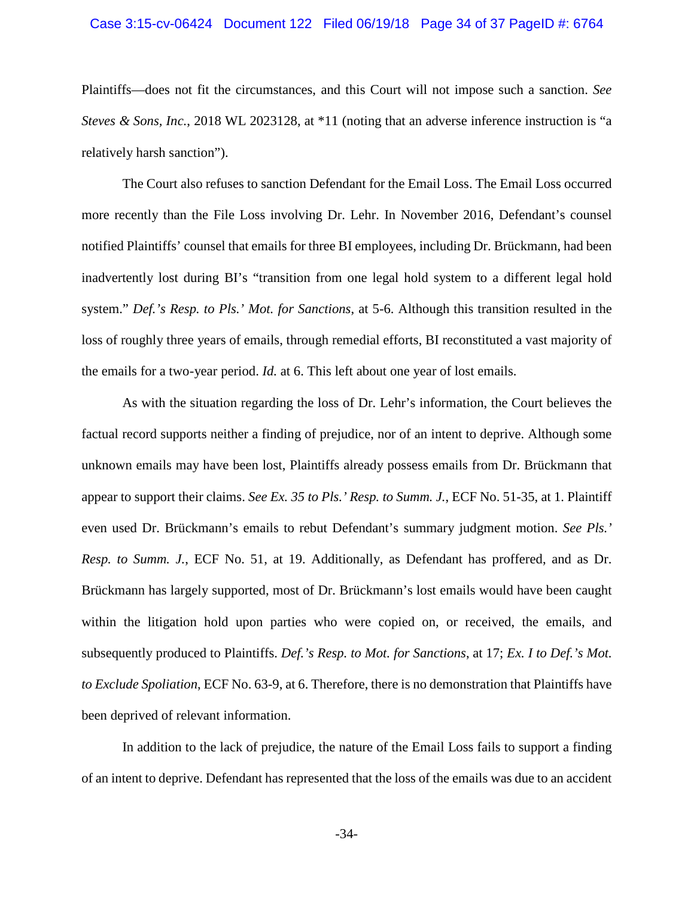Plaintiffs—does not fit the circumstances, and this Court will not impose such a sanction. *See Steves & Sons, Inc.*, 2018 WL 2023128, at *11 (noting that an adverse inference instruction is "a relatively harsh sanction").

The Court also refuses to sanction Defendant for the Email Loss. The Email Loss occurred more recently than the File Loss involving Dr. Lehr. In November 2016, Defendant's counsel notified Plaintiffs' counsel that emails for three BI employees, including Dr. Brückmann, had been inadvertently lost during BI's "transition from one legal hold system to a different legal hold system." *Def.'s Resp. to Pls.' Mot. for Sanctions*, at 5-6. Although this transition resulted in the loss of roughly three years of emails, through remedial efforts, BI reconstituted a vast majority of the emails for a two-year period. *Id.* at 6. This left about one year of lost emails.

As with the situation regarding the loss of Dr. Lehr's information, the Court believes the factual record supports neither a finding of prejudice, nor of an intent to deprive. Although some unknown emails may have been lost, Plaintiffs already possess emails from Dr. Brückmann that appear to support their claims. *See Ex. 35 to Pls.' Resp. to Summ. J.*, ECF No. 51-35, at 1. Plaintiff even used Dr. Brückmann's emails to rebut Defendant's summary judgment motion. *See Pls.' Resp. to Summ. J.*, ECF No. 51, at 19. Additionally, as Defendant has proffered, and as Dr. Brückmann has largely supported, most of Dr. Brückmann's lost emails would have been caught within the litigation hold upon parties who were copied on, or received, the emails, and subsequently produced to Plaintiffs. *Def.'s Resp. to Mot. for Sanctions*, at 17; *Ex. I to Def.'s Mot. to Exclude Spoliation*, ECF No. 63-9, at 6. Therefore, there is no demonstration that Plaintiffs have been deprived of relevant information.

In addition to the lack of prejudice, the nature of the Email Loss fails to support a finding of an intent to deprive. Defendant has represented that the loss of the emails was due to an accident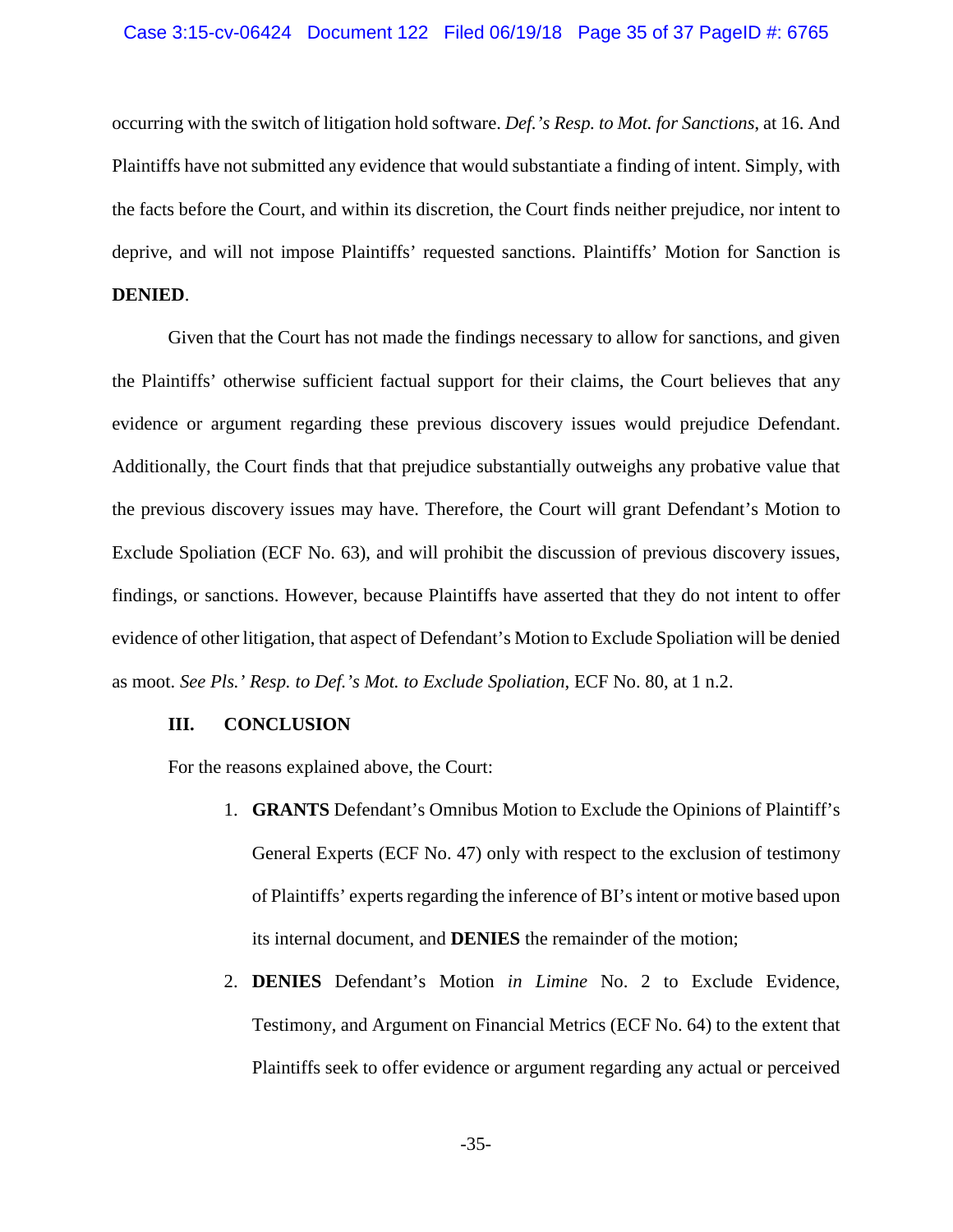occurring with the switch of litigation hold software. *Def.'s Resp. to Mot. for Sanctions*, at 16. And Plaintiffs have not submitted any evidence that would substantiate a finding of intent. Simply, with the facts before the Court, and within its discretion, the Court finds neither prejudice, nor intent to deprive, and will not impose Plaintiffs' requested sanctions. Plaintiffs' Motion for Sanction is **DENIED**.

Given that the Court has not made the findings necessary to allow for sanctions, and given the Plaintiffs' otherwise sufficient factual support for their claims, the Court believes that any evidence or argument regarding these previous discovery issues would prejudice Defendant. Additionally, the Court finds that that prejudice substantially outweighs any probative value that the previous discovery issues may have. Therefore, the Court will grant Defendant's Motion to Exclude Spoliation (ECF No. 63), and will prohibit the discussion of previous discovery issues, findings, or sanctions. However, because Plaintiffs have asserted that they do not intent to offer evidence of other litigation, that aspect of Defendant's Motion to Exclude Spoliation will be denied as moot. *See Pls.' Resp. to Def.'s Mot. to Exclude Spoliation*, ECF No. 80, at 1 n.2.

## III. CONCLUSION

For the reasons explained above, the Court:

1. **GRANTS** Defendant's Omnibus Motion to Exclude the Opinions of Plaintiff's General Experts (ECF No. 47) only with respect to the exclusion of testimony of Plaintiffs' experts regarding the inference of BI's intent or motive based upon its internal document, and **DENIES** the remainder of the motion;
2. **DENIES** Defendant's Motion *in Limine* No. 2 to Exclude Evidence, Testimony, and Argument on Financial Metrics (ECF No. 64) to the extent that Plaintiffs seek to offer evidence or argument regarding any actual or perceived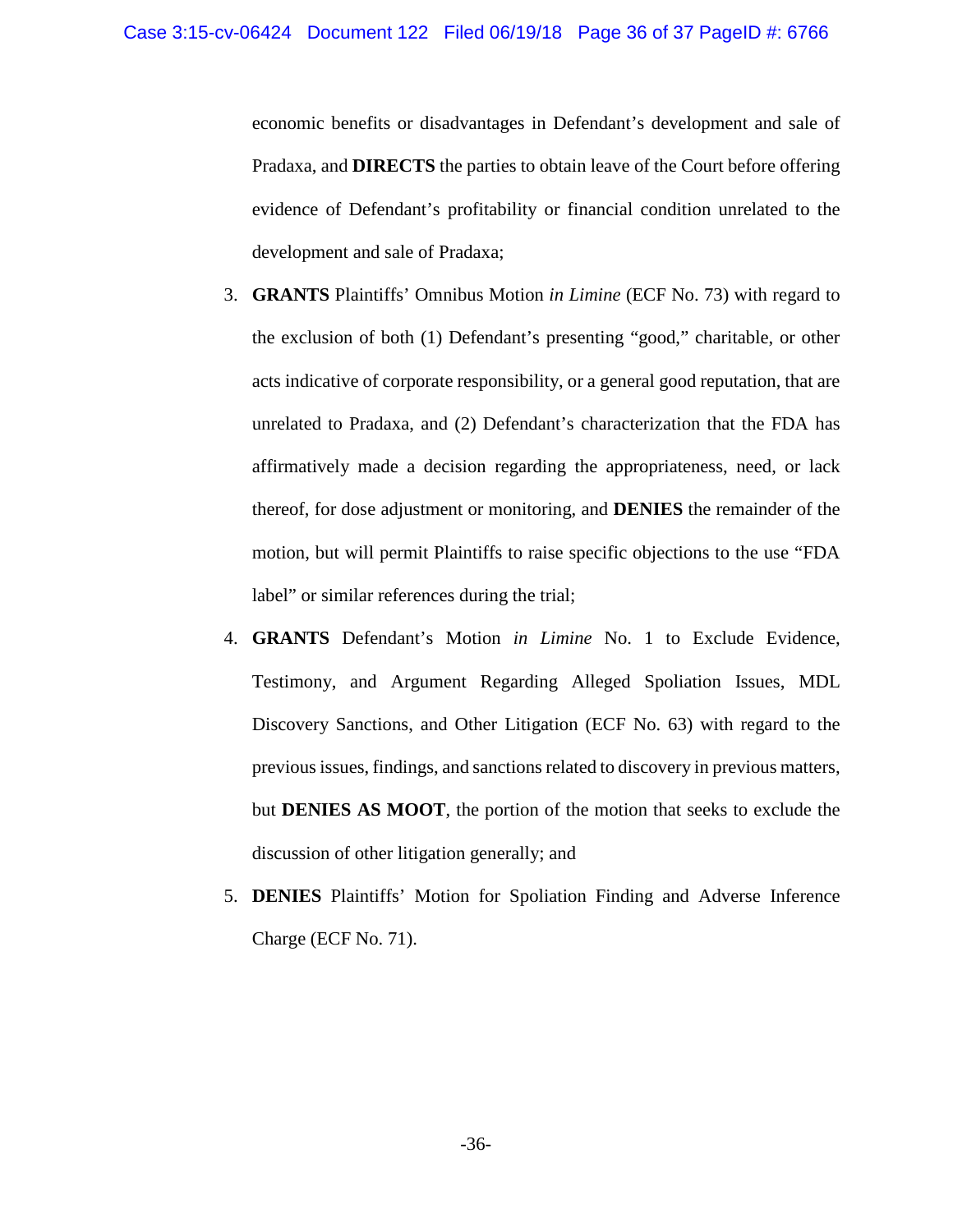economic benefits or disadvantages in Defendant's development and sale of Pradaxa, and **DIRECTS** the parties to obtain leave of the Court before offering evidence of Defendant's profitability or financial condition unrelated to the development and sale of Pradaxa;

3. **GRANTS** Plaintiffs' Omnibus Motion *in Limine* (ECF No. 73) with regard to the exclusion of both (1) Defendant's presenting "good," charitable, or other acts indicative of corporate responsibility, or a general good reputation, that are unrelated to Pradaxa, and (2) Defendant's characterization that the FDA has affirmatively made a decision regarding the appropriateness, need, or lack thereof, for dose adjustment or monitoring, and **DENIES** the remainder of the motion, but will permit Plaintiffs to raise specific objections to the use "FDA label" or similar references during the trial;
4. **GRANTS** Defendant's Motion *in Limine* No. 1 to Exclude Evidence, Testimony, and Argument Regarding Alleged Spoliation Issues, MDL Discovery Sanctions, and Other Litigation (ECF No. 63) with regard to the previous issues, findings, and sanctions related to discovery in previous matters, but **DENIES AS MOOT**, the portion of the motion that seeks to exclude the discussion of other litigation generally; and
5. **DENIES** Plaintiffs' Motion for Spoliation Finding and Adverse Inference Charge (ECF No. 71).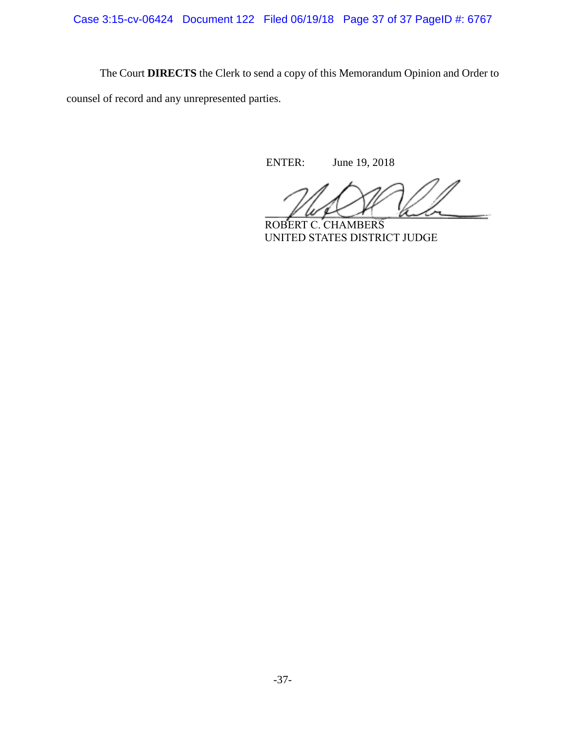The Court **DIRECTS** the Clerk to send a copy of this Memorandum Opinion and Order to counsel of record and any unrepresented parties.

ENTER: June 19, 2018

ROBERT C. CHAMBERS
UNITED STATES DISTRICT JUDGE